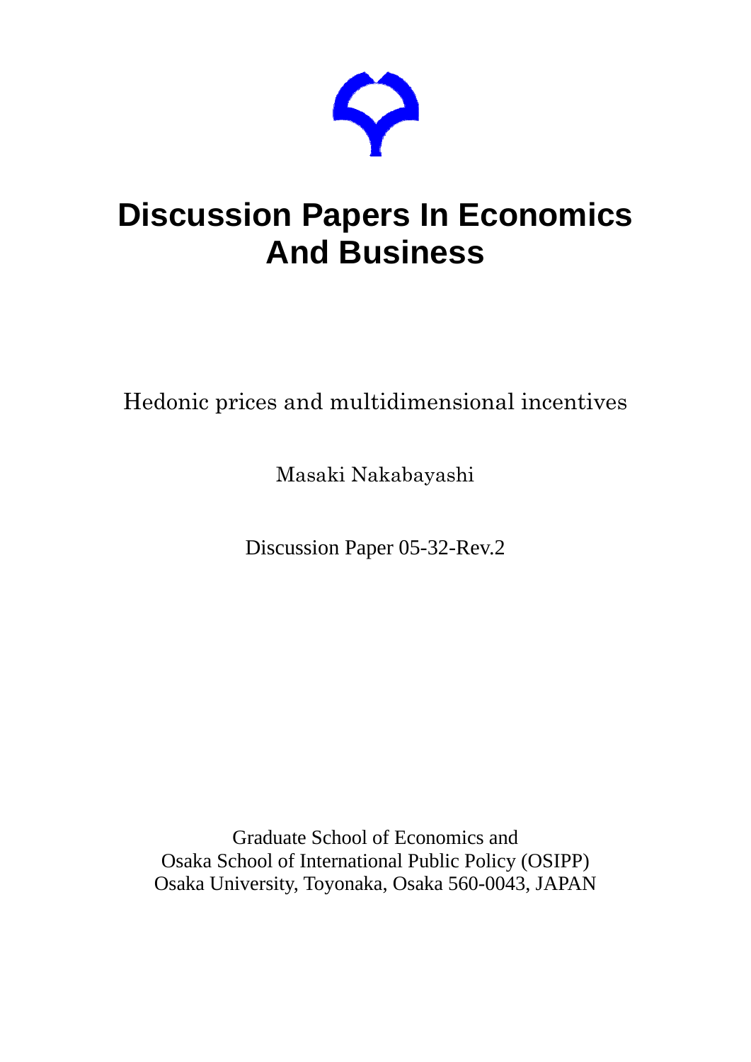# Discussion Papers In Economics And Business

Hedonic prices and multidimensional incentives

Masaki Nakabayashi

Discussion Paper 05-32-Rev.2

Graduate School of Economics and
Osaka School of International Public Policy (OSIPP)
Osaka University, Toyonaka, Osaka 560-0043, JAPAN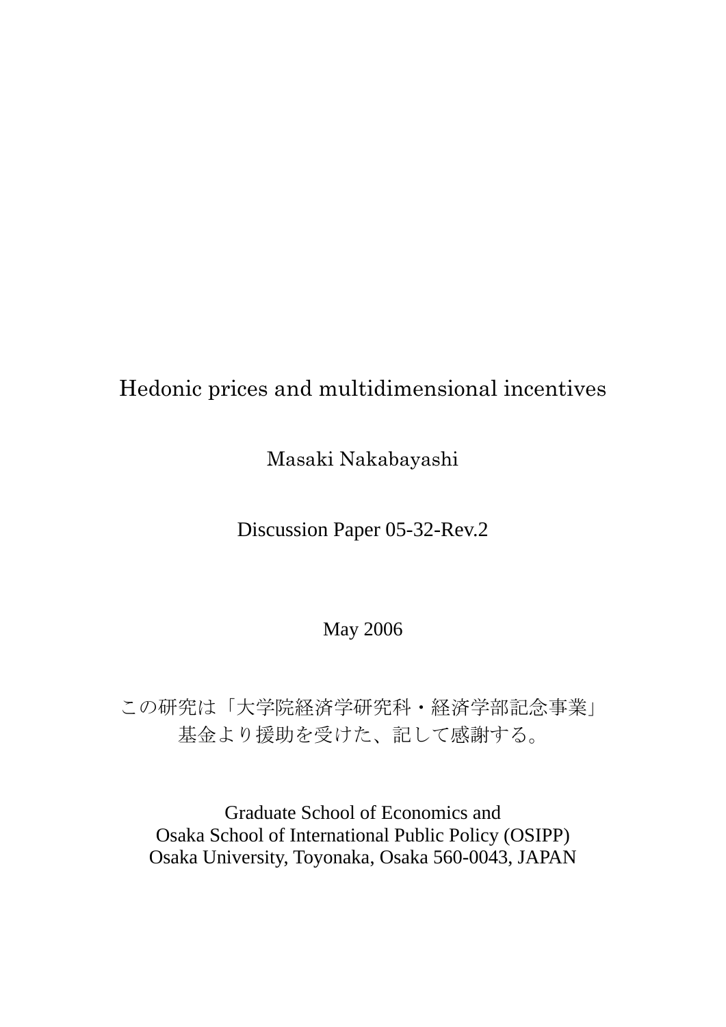# Hedonic prices and multidimensional incentives

Masaki Nakabayashi

Discussion Paper 05-32-Rev.2

May 2006

この研究は「大学院経済学研究科・経済学部記念事業」
基金より援助を受けた、記して感謝する。

Graduate School of Economics and
Osaka School of International Public Policy (OSIPP)
Osaka University, Toyonaka, Osaka 560-0043, JAPAN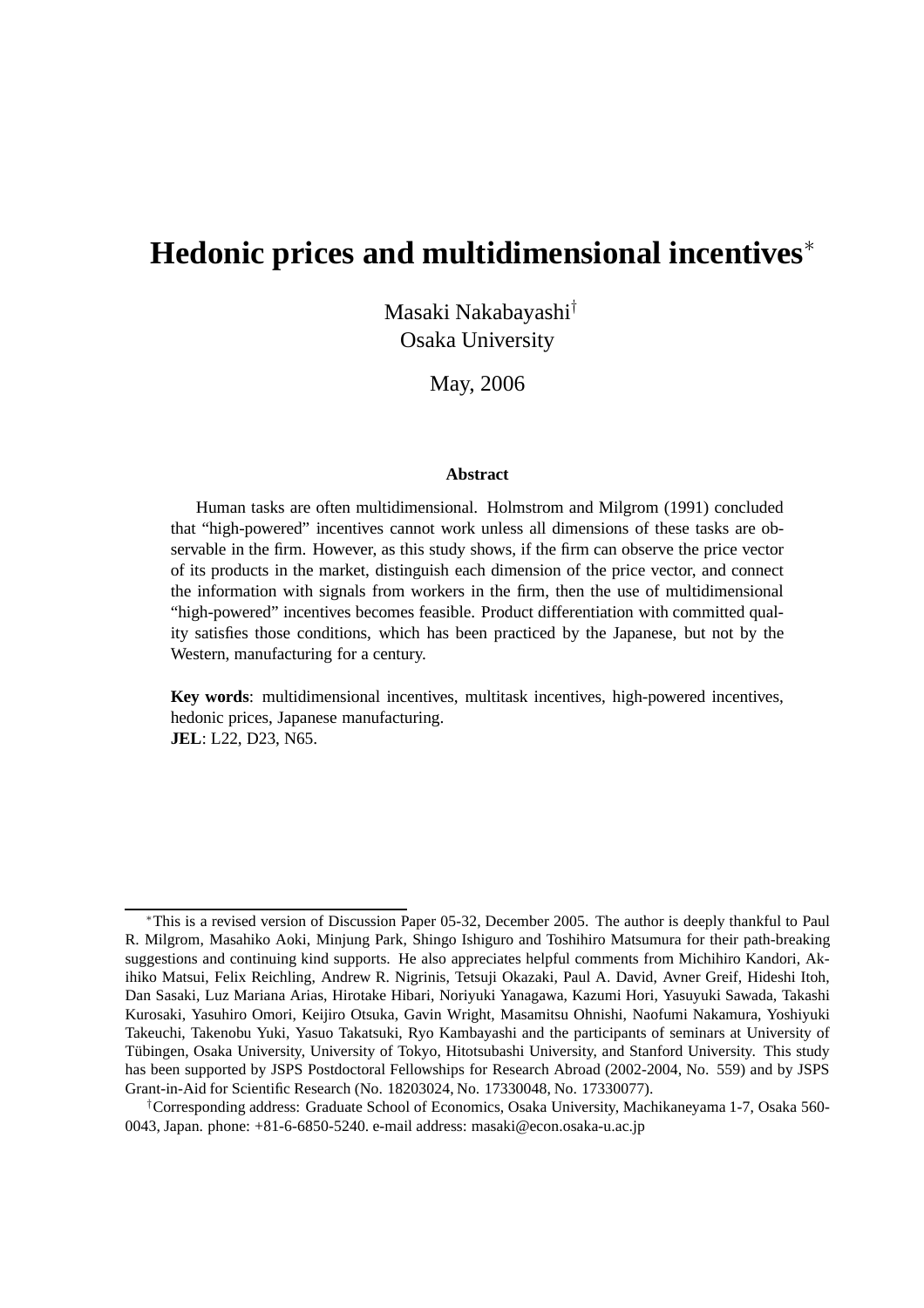# Hedonic prices and multidimensional incentives*

Masaki Nakabayashi[†]
Osaka University

May, 2006

**Abstract**

Human tasks are often multidimensional. Holmstrom and Milgrom (1991) concluded that "high-powered" incentives cannot work unless all dimensions of these tasks are observable in the firm. However, as this study shows, if the firm can observe the price vector of its products in the market, distinguish each dimension of the price vector, and connect the information with signals from workers in the firm, then the use of multidimensional "high-powered" incentives becomes feasible. Product differentiation with committed quality satisfies those conditions, which has been practiced by the Japanese, but not by the Western, manufacturing for a century.

**Key words**: multidimensional incentives, multitask incentives, high-powered incentives, hedonic prices, Japanese manufacturing.
**JEL**: L22, D23, N65.

---

*This is a revised version of Discussion Paper 05-32, December 2005. The author is deeply thankful to Paul R. Milgrom, Masahiko Aoki, Minjung Park, Shingo Ishiguro and Toshihiro Matsumura for their path-breaking suggestions and continuing kind supports. He also appreciates helpful comments from Michihiro Kandori, Akihiko Matsui, Felix Reichling, Andrew R. Nigrinis, Tetsuji Okazaki, Paul A. David, Avner Greif, Hideshi Itoh, Dan Sasaki, Luz Mariana Arias, Hirotake Hibari, Noriyuki Yanagawa, Kazumi Hori, Yasuyuki Sawada, Takashi Kurosaki, Yasuhiro Omori, Keijiro Otsuka, Gavin Wright, Masamitsu Ohnishi, Naofumi Nakamura, Yoshiyuki Takeuchi, Takenobu Yuki, Yasuo Takatsuki, Ryo Kambayashi and the participants of seminars at University of Tübingen, Osaka University, University of Tokyo, Hitotsubashi University, and Stanford University. This study has been supported by JSPS Postdoctoral Fellowships for Research Abroad (2002-2004, No. 559) and by JSPS Grant-in-Aid for Scientific Research (No. 18203024, No. 17330048, No. 17330077).

[†]Corresponding address: Graduate School of Economics, Osaka University, Machikaneyama 1-7, Osaka 560-0043, Japan. phone: +81-6-6850-5240. e-mail address: masaki@econ.osaka-u.ac.jp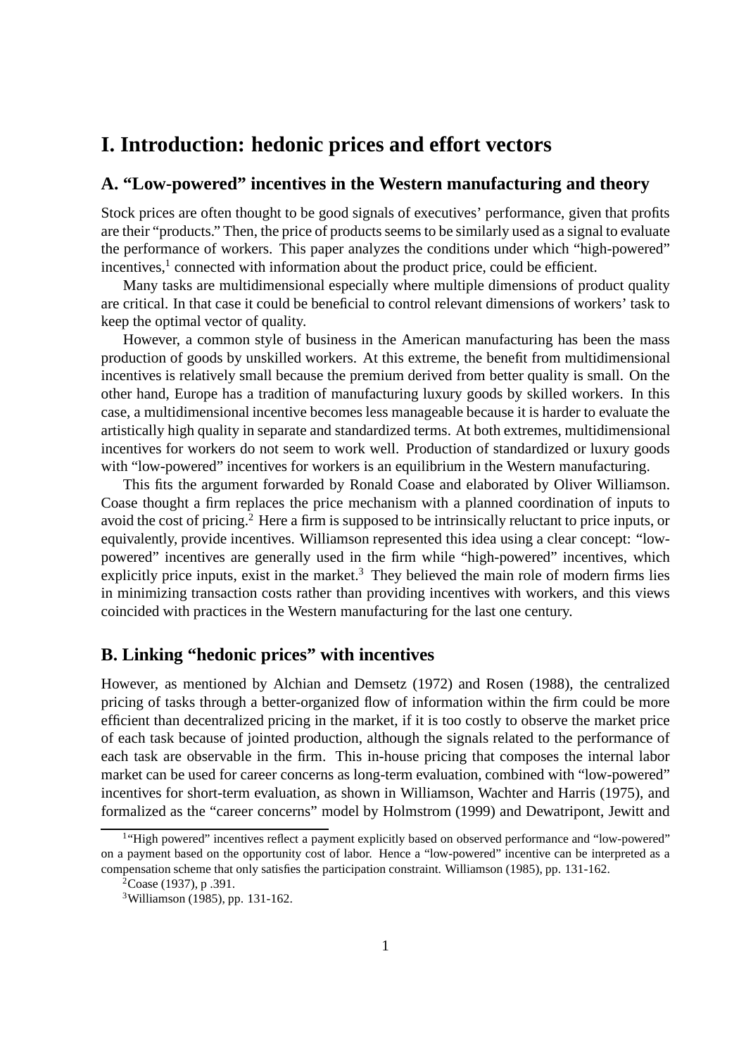# I. Introduction: hedonic prices and effort vectors

## A. "Low-powered" incentives in the Western manufacturing and theory

Stock prices are often thought to be good signals of executives' performance, given that profits are their "products." Then, the price of products seems to be similarly used as a signal to evaluate the performance of workers. This paper analyzes the conditions under which "high-powered" incentives,[1] connected with information about the product price, could be efficient.

Many tasks are multidimensional especially where multiple dimensions of product quality are critical. In that case it could be beneficial to control relevant dimensions of workers' task to keep the optimal vector of quality.

However, a common style of business in the American manufacturing has been the mass production of goods by unskilled workers. At this extreme, the benefit from multidimensional incentives is relatively small because the premium derived from better quality is small. On the other hand, Europe has a tradition of manufacturing luxury goods by skilled workers. In this case, a multidimensional incentive becomes less manageable because it is harder to evaluate the artistically high quality in separate and standardized terms. At both extremes, multidimensional incentives for workers do not seem to work well. Production of standardized or luxury goods with "low-powered" incentives for workers is an equilibrium in the Western manufacturing.

This fits the argument forwarded by Ronald Coase and elaborated by Oliver Williamson. Coase thought a firm replaces the price mechanism with a planned coordination of inputs to avoid the cost of pricing.[2] Here a firm is supposed to be intrinsically reluctant to price inputs, or equivalently, provide incentives. Williamson represented this idea using a clear concept: "low-powered" incentives are generally used in the firm while "high-powered" incentives, which explicitly price inputs, exist in the market.[3] They believed the main role of modern firms lies in minimizing transaction costs rather than providing incentives with workers, and this views coincided with practices in the Western manufacturing for the last one century.

## B. Linking "hedonic prices" with incentives

However, as mentioned by Alchian and Demsetz (1972) and Rosen (1988), the centralized pricing of tasks through a better-organized flow of information within the firm could be more efficient than decentralized pricing in the market, if it is too costly to observe the market price of each task because of jointed production, although the signals related to the performance of each task are observable in the firm. This in-house pricing that composes the internal labor market can be used for career concerns as long-term evaluation, combined with "low-powered" incentives for short-term evaluation, as shown in Williamson, Wachter and Harris (1975), and formalized as the "career concerns" model by Holmstrom (1999) and Dewatripont, Jewitt and

---

[1] "High powered" incentives reflect a payment explicitly based on observed performance and "low-powered" on a payment based on the opportunity cost of labor. Hence a "low-powered" incentive can be interpreted as a compensation scheme that only satisfies the participation constraint. Williamson (1985), pp. 131-162.

[2] Coase (1937), p .391.

[3] Williamson (1985), pp. 131-162.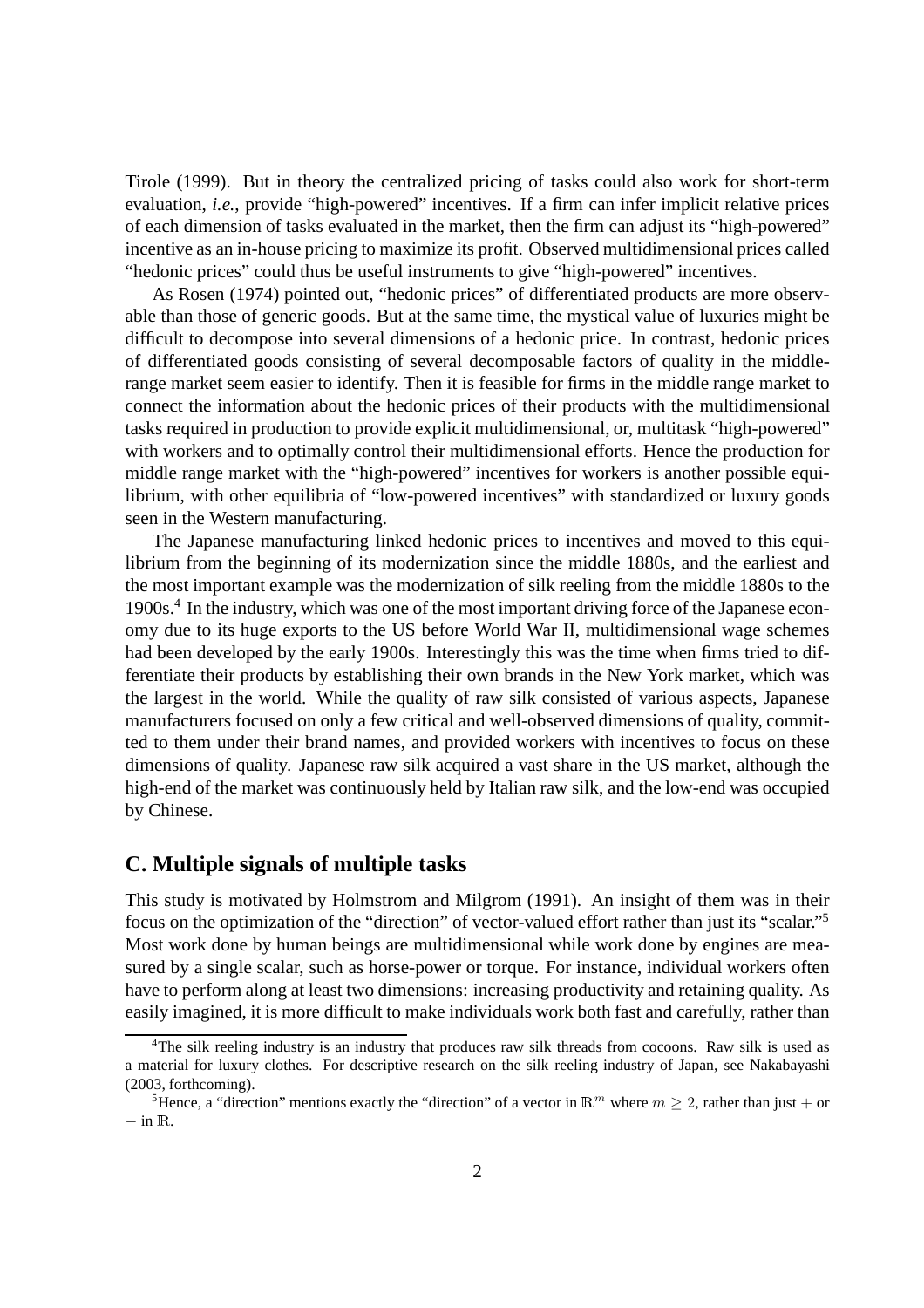Tirole (1999). But in theory the centralized pricing of tasks could also work for short-term evaluation, *i.e.*, provide "high-powered" incentives. If a firm can infer implicit relative prices of each dimension of tasks evaluated in the market, then the firm can adjust its "high-powered" incentive as an in-house pricing to maximize its profit. Observed multidimensional prices called "hedonic prices" could thus be useful instruments to give "high-powered" incentives.

As Rosen (1974) pointed out, "hedonic prices" of differentiated products are more observable than those of generic goods. But at the same time, the mystical value of luxuries might be difficult to decompose into several dimensions of a hedonic price. In contrast, hedonic prices of differentiated goods consisting of several decomposable factors of quality in the middle-range market seem easier to identify. Then it is feasible for firms in the middle range market to connect the information about the hedonic prices of their products with the multidimensional tasks required in production to provide explicit multidimensional, or, multitask "high-powered" with workers and to optimally control their multidimensional efforts. Hence the production for middle range market with the "high-powered" incentives for workers is another possible equilibrium, with other equilibria of "low-powered incentives" with standardized or luxury goods seen in the Western manufacturing.

The Japanese manufacturing linked hedonic prices to incentives and moved to this equilibrium from the beginning of its modernization since the middle 1880s, and the earliest and the most important example was the modernization of silk reeling from the middle 1880s to the 1900s.[4] In the industry, which was one of the most important driving force of the Japanese economy due to its huge exports to the US before World War II, multidimensional wage schemes had been developed by the early 1900s. Interestingly this was the time when firms tried to differentiate their products by establishing their own brands in the New York market, which was the largest in the world. While the quality of raw silk consisted of various aspects, Japanese manufacturers focused on only a few critical and well-observed dimensions of quality, committed to them under their brand names, and provided workers with incentives to focus on these dimensions of quality. Japanese raw silk acquired a vast share in the US market, although the high-end of the market was continuously held by Italian raw silk, and the low-end was occupied by Chinese.

## C. Multiple signals of multiple tasks

This study is motivated by Holmstrom and Milgrom (1991). An insight of them was in their focus on the optimization of the "direction" of vector-valued effort rather than just its "scalar."[5] Most work done by human beings are multidimensional while work done by engines are measured by a single scalar, such as horse-power or torque. For instance, individual workers often have to perform along at least two dimensions: increasing productivity and retaining quality. As easily imagined, it is more difficult to make individuals work both fast and carefully, rather than

[4] The silk reeling industry is an industry that produces raw silk threads from cocoons. Raw silk is used as a material for luxury clothes. For descriptive research on the silk reeling industry of Japan, see Nakabayashi (2003, forthcoming).

[5] Hence, a "direction" mentions exactly the "direction" of a vector in $\mathbb{R}^m$ where $m \geq 2$, rather than just $+$ or $-$ in $\mathbb{R}$.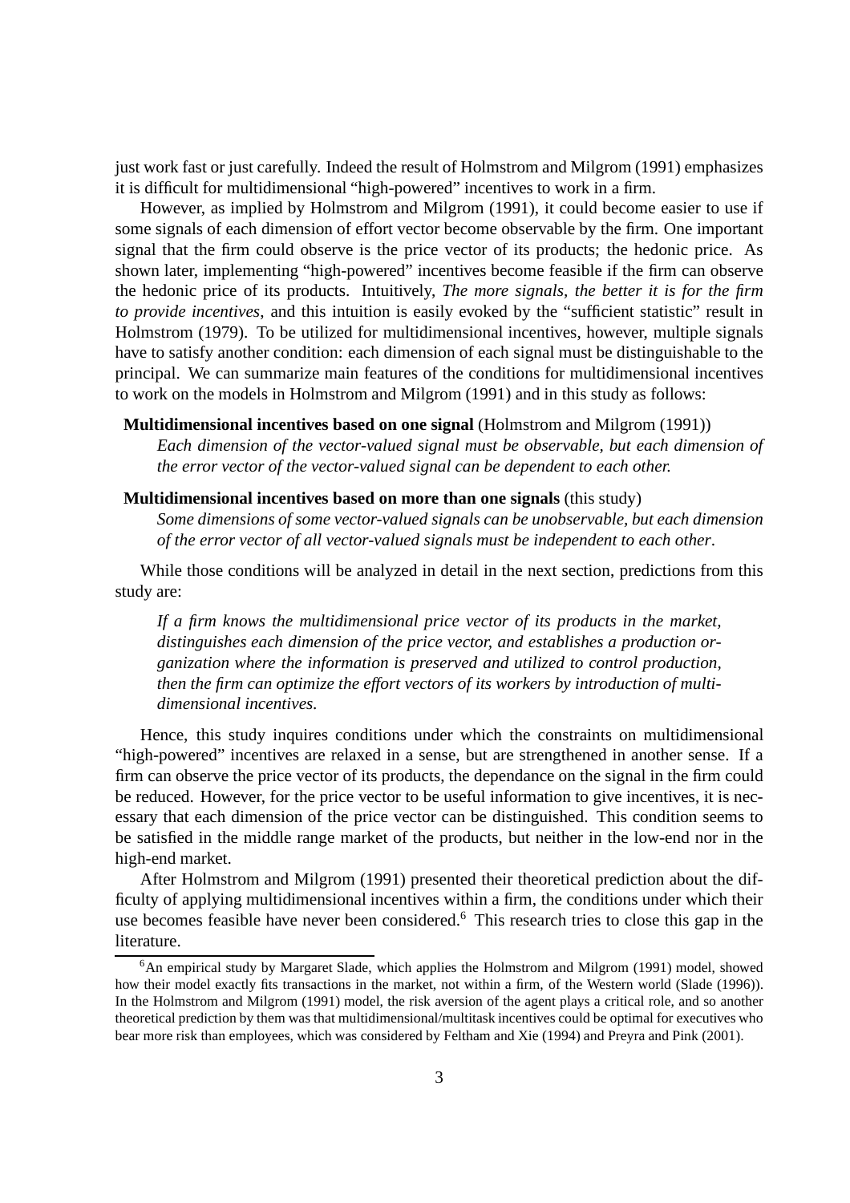just work fast or just carefully. Indeed the result of Holmstrom and Milgrom (1991) emphasizes it is difficult for multidimensional "high-powered" incentives to work in a firm.

However, as implied by Holmstrom and Milgrom (1991), it could become easier to use if some signals of each dimension of effort vector become observable by the firm. One important signal that the firm could observe is the price vector of its products; the hedonic price. As shown later, implementing "high-powered" incentives become feasible if the firm can observe the hedonic price of its products. Intuitively, *The more signals, the better it is for the firm to provide incentives*, and this intuition is easily evoked by the "sufficient statistic" result in Holmstrom (1979). To be utilized for multidimensional incentives, however, multiple signals have to satisfy another condition: each dimension of each signal must be distinguishable to the principal. We can summarize main features of the conditions for multidimensional incentives to work on the models in Holmstrom and Milgrom (1991) and in this study as follows:

**Multidimensional incentives based on one signal** (Holmstrom and Milgrom (1991))
*Each dimension of the vector-valued signal must be observable, but each dimension of the error vector of the vector-valued signal can be dependent to each other.*

**Multidimensional incentives based on more than one signals** (this study)
*Some dimensions of some vector-valued signals can be unobservable, but each dimension of the error vector of all vector-valued signals must be independent to each other.*

While those conditions will be analyzed in detail in the next section, predictions from this study are:

> *If a firm knows the multidimensional price vector of its products in the market, distinguishes each dimension of the price vector, and establishes a production organization where the information is preserved and utilized to control production, then the firm can optimize the effort vectors of its workers by introduction of multidimensional incentives.*

Hence, this study inquires conditions under which the constraints on multidimensional "high-powered" incentives are relaxed in a sense, but are strengthened in another sense. If a firm can observe the price vector of its products, the dependance on the signal in the firm could be reduced. However, for the price vector to be useful information to give incentives, it is necessary that each dimension of the price vector can be distinguished. This condition seems to be satisfied in the middle range market of the products, but neither in the low-end nor in the high-end market.

After Holmstrom and Milgrom (1991) presented their theoretical prediction about the difficulty of applying multidimensional incentives within a firm, the conditions under which their use becomes feasible have never been considered.[6] This research tries to close this gap in the literature.

[6] An empirical study by Margaret Slade, which applies the Holmstrom and Milgrom (1991) model, showed how their model exactly fits transactions in the market, not within a firm, of the Western world (Slade (1996)). In the Holmstrom and Milgrom (1991) model, the risk aversion of the agent plays a critical role, and so another theoretical prediction by them was that multidimensional/multitask incentives could be optimal for executives who bear more risk than employees, which was considered by Feltham and Xie (1994) and Preyra and Pink (2001).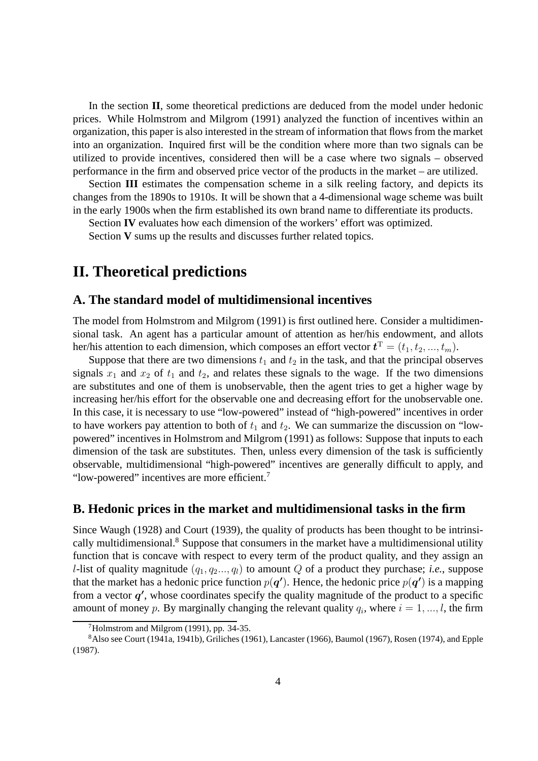In the section **II**, some theoretical predictions are deduced from the model under hedonic prices. While Holmstrom and Milgrom (1991) analyzed the function of incentives within an organization, this paper is also interested in the stream of information that flows from the market into an organization. Inquired first will be the condition where more than two signals can be utilized to provide incentives, considered then will be a case where two signals – observed performance in the firm and observed price vector of the products in the market – are utilized.

Section **III** estimates the compensation scheme in a silk reeling factory, and depicts its changes from the 1890s to 1910s. It will be shown that a 4-dimensional wage scheme was built in the early 1900s when the firm established its own brand name to differentiate its products.

Section **IV** evaluates how each dimension of the workers' effort was optimized.

Section **V** sums up the results and discusses further related topics.

# II. Theoretical predictions

## A. The standard model of multidimensional incentives

The model from Holmstrom and Milgrom (1991) is first outlined here. Consider a multidimensional task. An agent has a particular amount of attention as her/his endowment, and allots her/his attention to each dimension, which composes an effort vector $\boldsymbol{t}^{\mathrm{T}} = (t_1, t_2, ..., t_m)$.

Suppose that there are two dimensions $t_1$ and $t_2$ in the task, and that the principal observes signals $x_1$ and $x_2$ of $t_1$ and $t_2$, and relates these signals to the wage. If the two dimensions are substitutes and one of them is unobservable, then the agent tries to get a higher wage by increasing her/his effort for the observable one and decreasing effort for the unobservable one. In this case, it is necessary to use "low-powered" instead of "high-powered" incentives in order to have workers pay attention to both of $t_1$ and $t_2$. We can summarize the discussion on "low-powered" incentives in Holmstrom and Milgrom (1991) as follows: Suppose that inputs to each dimension of the task are substitutes. Then, unless every dimension of the task is sufficiently observable, multidimensional "high-powered" incentives are generally difficult to apply, and "low-powered" incentives are more efficient.[7]

## B. Hedonic prices in the market and multidimensional tasks in the firm

Since Waugh (1928) and Court (1939), the quality of products has been thought to be intrinsically multidimensional.[8] Suppose that consumers in the market have a multidimensional utility function that is concave with respect to every term of the product quality, and they assign an $l$-list of quality magnitude $(q_1, q_2..., q_l)$ to amount $Q$ of a product they purchase; *i.e.*, suppose that the market has a hedonic price function $p(\boldsymbol{q'})$. Hence, the hedonic price $p(\boldsymbol{q'})$ is a mapping from a vector $\boldsymbol{q'}$, whose coordinates specify the quality magnitude of the product to a specific amount of money $p$. By marginally changing the relevant quality $q_i$, where $i = 1, ..., l$, the firm

[7] Holmstrom and Milgrom (1991), pp. 34-35.

[8] Also see Court (1941a, 1941b), Griliches (1961), Lancaster (1966), Baumol (1967), Rosen (1974), and Epple (1987).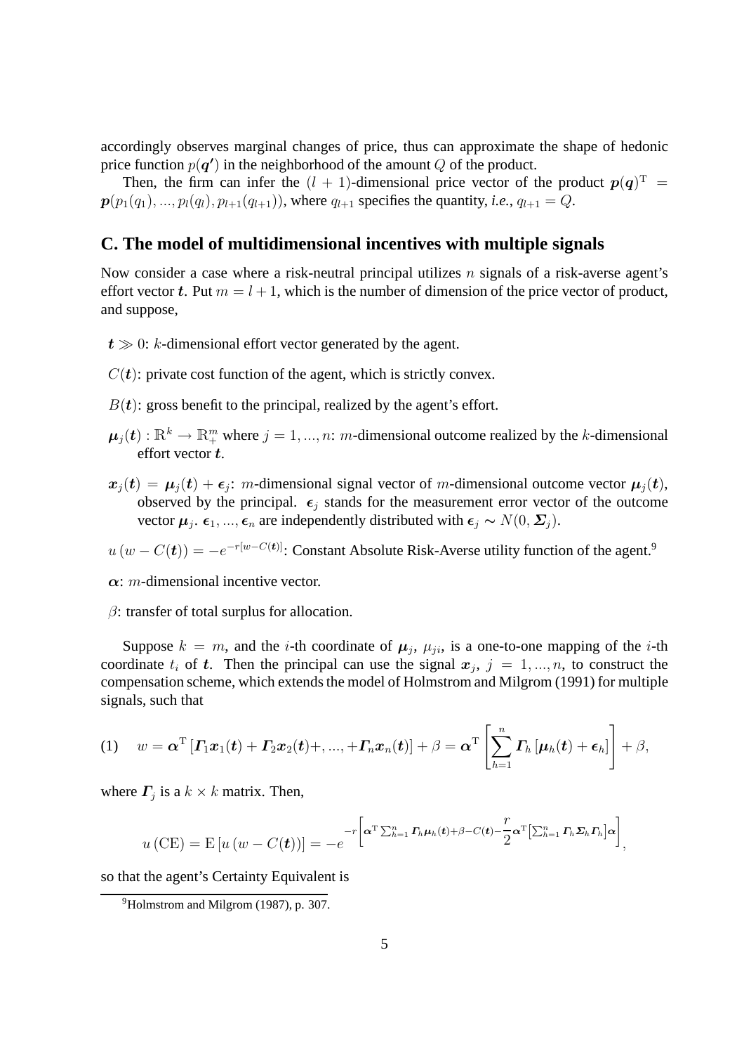accordingly observes marginal changes of price, thus can approximate the shape of hedonic price function $p(\boldsymbol{q'})$ in the neighborhood of the amount $Q$ of the product.

Then, the firm can infer the $(l+1)$-dimensional price vector of the product $\boldsymbol{p}(\boldsymbol{q})^{\mathrm{T}} = \boldsymbol{p}(p_1(q_1), ..., p_l(q_l), p_{l+1}(q_{l+1}))$, where $q_{l+1}$ specifies the quantity, *i.e.*, $q_{l+1} = Q$.

## C. The model of multidimensional incentives with multiple signals

Now consider a case where a risk-neutral principal utilizes $n$ signals of a risk-averse agent's effort vector $\boldsymbol{t}$. Put $m = l + 1$, which is the number of dimension of the price vector of product, and suppose,

- $\boldsymbol{t} \gg 0$: $k$-dimensional effort vector generated by the agent.
- $C(\boldsymbol{t})$: private cost function of the agent, which is strictly convex.
- $B(\boldsymbol{t})$: gross benefit to the principal, realized by the agent's effort.
- $\boldsymbol{\mu}_j(\boldsymbol{t}) : \mathbb{R}^k \to \mathbb{R}_+^m$ where $j = 1, ..., n$: $m$-dimensional outcome realized by the $k$-dimensional effort vector $\boldsymbol{t}$.
- $\boldsymbol{x}_j(\boldsymbol{t}) = \boldsymbol{\mu}_j(\boldsymbol{t}) + \boldsymbol{\epsilon}_j$: $m$-dimensional signal vector of $m$-dimensional outcome vector $\boldsymbol{\mu}_j(\boldsymbol{t})$, observed by the principal. $\boldsymbol{\epsilon}_j$ stands for the measurement error vector of the outcome vector $\boldsymbol{\mu}_j$. $\boldsymbol{\epsilon}_1, ..., \boldsymbol{\epsilon}_n$ are independently distributed with $\boldsymbol{\epsilon}_j \sim N(0, \boldsymbol{\Sigma}_j)$.
- $u\left(w - C(\boldsymbol{t})\right) = -e^{-r[w - C(\boldsymbol{t})]}$: Constant Absolute Risk-Averse utility function of the agent.[9]
- $\boldsymbol{\alpha}$: $m$-dimensional incentive vector.
- $\beta$: transfer of total surplus for allocation.

Suppose $k = m$, and the $i$-th coordinate of $\boldsymbol{\mu}_j$, $\mu_{ji}$, is a one-to-one mapping of the $i$-th coordinate $t_i$ of $\boldsymbol{t}$. Then the principal can use the signal $\boldsymbol{x}_j$, $j = 1, ..., n$, to construct the compensation scheme, which extends the model of Holmstrom and Milgrom (1991) for multiple signals, such that

$$\text{(1)} \quad w = \boldsymbol{\alpha}^{\mathrm{T}} \left[\boldsymbol{\Gamma}_1 \boldsymbol{x}_1(\boldsymbol{t}) + \boldsymbol{\Gamma}_2 \boldsymbol{x}_2(\boldsymbol{t}) +, ..., + \boldsymbol{\Gamma}_n \boldsymbol{x}_n(\boldsymbol{t})\right] + \beta = \boldsymbol{\alpha}^{\mathrm{T}} \left[\sum_{h=1}^{n} \boldsymbol{\Gamma}_h \left[\boldsymbol{\mu}_h(\boldsymbol{t}) + \boldsymbol{\epsilon}_h\right]\right] + \beta,$$

where $\boldsymbol{\Gamma}_j$ is a $k \times k$ matrix. Then,

$$u\left(\mathrm{CE}\right) = \mathrm{E}\left[u\left(w - C(\boldsymbol{t})\right)\right] = -e^{-r\left[\boldsymbol{\alpha}^{\mathrm{T}} \sum_{h=1}^{n} \boldsymbol{\Gamma}_h \boldsymbol{\mu}_h(\boldsymbol{t}) + \beta - C(\boldsymbol{t}) - \dfrac{r}{2} \boldsymbol{\alpha}^{\mathrm{T}} \left[\sum_{h=1}^{n} \boldsymbol{\Gamma}_h \boldsymbol{\Sigma}_h \boldsymbol{\Gamma}_h\right] \boldsymbol{\alpha}\right]},$$

so that the agent's Certainty Equivalent is

[9] Holmstrom and Milgrom (1987), p. 307.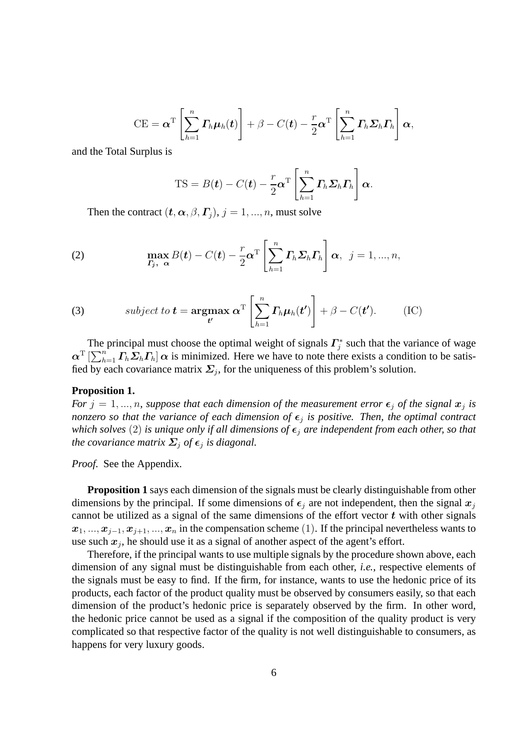$$\mathrm{CE} = \boldsymbol{\alpha}^{\mathrm{T}} \left[ \sum_{h=1}^{n} \boldsymbol{\Gamma}_h \boldsymbol{\mu}_h(\boldsymbol{t}) \right] + \beta - C(\boldsymbol{t}) - \frac{r}{2} \boldsymbol{\alpha}^{\mathrm{T}} \left[ \sum_{h=1}^{n} \boldsymbol{\Gamma}_h \boldsymbol{\Sigma}_h \boldsymbol{\Gamma}_h \right] \boldsymbol{\alpha},$$

and the Total Surplus is

$$\mathrm{TS} = B(\boldsymbol{t}) - C(\boldsymbol{t}) - \frac{r}{2} \boldsymbol{\alpha}^{\mathrm{T}} \left[ \sum_{h=1}^{n} \boldsymbol{\Gamma}_h \boldsymbol{\Sigma}_h \boldsymbol{\Gamma}_h \right] \boldsymbol{\alpha}.$$

Then the contract $(\boldsymbol{t}, \boldsymbol{\alpha}, \beta, \boldsymbol{\Gamma}_j)$, $j = 1, ..., n$, must solve

$$\max_{\boldsymbol{\Gamma}_j,\ \boldsymbol{\alpha}} B(\boldsymbol{t}) - C(\boldsymbol{t}) - \frac{r}{2} \boldsymbol{\alpha}^{\mathrm{T}} \left[ \sum_{h=1}^{n} \boldsymbol{\Gamma}_h \boldsymbol{\Sigma}_h \boldsymbol{\Gamma}_h \right] \boldsymbol{\alpha}, \quad j = 1, ..., n, \tag{2}$$

$$subject\ to\ \boldsymbol{t} = \underset{\boldsymbol{t'}}{\mathbf{argmax}}\ \boldsymbol{\alpha}^{\mathrm{T}} \left[ \sum_{h=1}^{n} \boldsymbol{\Gamma}_h \boldsymbol{\mu}_h(\boldsymbol{t'}) \right] + \beta - C(\boldsymbol{t'}). \qquad \text{(IC)} \tag{3}$$

The principal must choose the optimal weight of signals $\boldsymbol{\Gamma}_j^*$ such that the variance of wage $\boldsymbol{\alpha}^{\mathrm{T}} \left[ \sum_{h=1}^{n} \boldsymbol{\Gamma}_h \boldsymbol{\Sigma}_h \boldsymbol{\Gamma}_h \right] \boldsymbol{\alpha}$ is minimized. Here we have to note there exists a condition to be satisfied by each covariance matrix $\boldsymbol{\Sigma}_j$, for the uniqueness of this problem's solution.

**Proposition 1.**
*For $j = 1, ..., n$, suppose that each dimension of the measurement error $\boldsymbol{\epsilon}_j$ of the signal $\boldsymbol{x}_j$ is nonzero so that the variance of each dimension of $\boldsymbol{\epsilon}_j$ is positive. Then, the optimal contract which solves $(2)$ is unique only if all dimensions of $\boldsymbol{\epsilon}_j$ are independent from each other, so that the covariance matrix $\boldsymbol{\Sigma}_j$ of $\boldsymbol{\epsilon}_j$ is diagonal.*

*Proof.* See the Appendix.

**Proposition 1** says each dimension of the signals must be clearly distinguishable from other dimensions by the principal. If some dimensions of $\boldsymbol{\epsilon}_j$ are not independent, then the signal $\boldsymbol{x}_j$ cannot be utilized as a signal of the same dimensions of the effort vector $\boldsymbol{t}$ with other signals $\boldsymbol{x}_1, ..., \boldsymbol{x}_{j-1}, \boldsymbol{x}_{j+1}, ..., \boldsymbol{x}_n$ in the compensation scheme $(1)$. If the principal nevertheless wants to use such $\boldsymbol{x}_j$, he should use it as a signal of another aspect of the agent's effort.

Therefore, if the principal wants to use multiple signals by the procedure shown above, each dimension of any signal must be distinguishable from each other, *i.e.*, respective elements of the signals must be easy to find. If the firm, for instance, wants to use the hedonic price of its products, each factor of the product quality must be observed by consumers easily, so that each dimension of the product's hedonic price is separately observed by the firm. In other word, the hedonic price cannot be used as a signal if the composition of the quality product is very complicated so that respective factor of the quality is not well distinguishable to consumers, as happens for very luxury goods.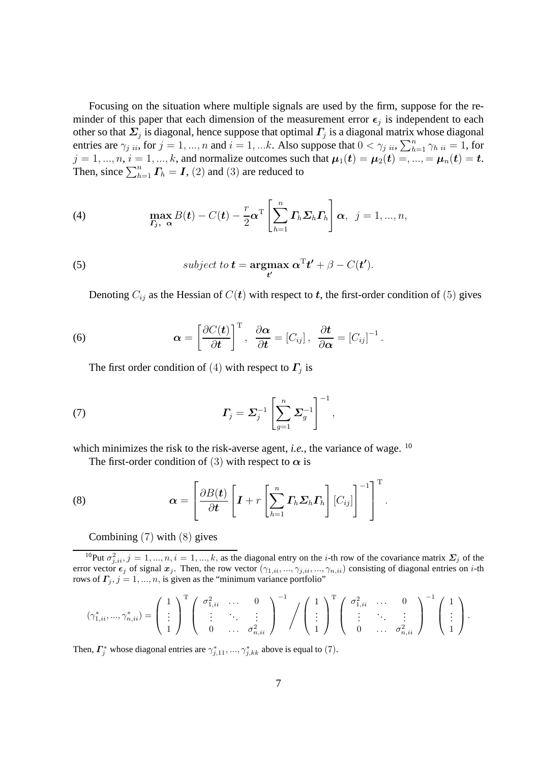Focusing on the situation where multiple signals are used by the firm, suppose for the reminder of this paper that each dimension of the measurement error $\boldsymbol{\epsilon}_j$ is independent to each other so that $\boldsymbol{\Sigma}_j$ is diagonal, hence suppose that optimal $\boldsymbol{\Gamma}_j$ is a diagonal matrix whose diagonal entries are $\gamma_{j\ ii}$, for $j = 1, ..., n$ and $i = 1, ...k$. Also suppose that $0 < \gamma_{j\ ii}$, $\sum_{h=1}^{n} \gamma_{h\ ii} = 1$, for $j = 1, ..., n$, $i = 1, ..., k$, and normalize outcomes such that $\boldsymbol{\mu}_1(\boldsymbol{t}) = \boldsymbol{\mu}_2(\boldsymbol{t}) =, ..., = \boldsymbol{\mu}_n(\boldsymbol{t}) = \boldsymbol{t}$. Then, since $\sum_{h=1}^{n} \boldsymbol{\Gamma}_h = \boldsymbol{I}$, $(2)$ and $(3)$ are reduced to

$$\max_{\boldsymbol{\Gamma}_j,\ \boldsymbol{\alpha}} B(\boldsymbol{t}) - C(\boldsymbol{t}) - \frac{r}{2}\boldsymbol{\alpha}^{\mathrm{T}} \left[ \sum_{h=1}^{n} \boldsymbol{\Gamma}_h \boldsymbol{\Sigma}_h \boldsymbol{\Gamma}_h \right] \boldsymbol{\alpha}, \ \ j = 1, ..., n, \tag{4}$$

$$subject\ to\ \boldsymbol{t} = \mathop{\mathbf{argmax}}_{\boldsymbol{t}'}\ \boldsymbol{\alpha}^{\mathrm{T}}\boldsymbol{t}' + \beta - C(\boldsymbol{t}'). \tag{5}$$

Denoting $C_{ij}$ as the Hessian of $C(\boldsymbol{t})$ with respect to $\boldsymbol{t}$, the first-order condition of $(5)$ gives

$$\boldsymbol{\alpha} = \left[ \frac{\partial C(\boldsymbol{t})}{\partial \boldsymbol{t}} \right]^{\mathrm{T}}, \ \ \frac{\partial \boldsymbol{\alpha}}{\partial \boldsymbol{t}} = \left[ C_{ij} \right], \ \ \frac{\partial \boldsymbol{t}}{\partial \boldsymbol{\alpha}} = \left[ C_{ij} \right]^{-1}. \tag{6}$$

The first order condition of $(4)$ with respect to $\boldsymbol{\Gamma}_j$ is

$$\boldsymbol{\Gamma}_j = \boldsymbol{\Sigma}_j^{-1} \left[ \sum_{g=1}^{n} \boldsymbol{\Sigma}_g^{-1} \right]^{-1}, \tag{7}$$

which minimizes the risk to the risk-averse agent, *i.e.*, the variance of wage. [10]

The first-order condition of $(3)$ with respect to $\boldsymbol{\alpha}$ is

$$\boldsymbol{\alpha} = \left[ \frac{\partial B(\boldsymbol{t})}{\partial \boldsymbol{t}} \left[ \boldsymbol{I} + r \left[ \sum_{h=1}^{n} \boldsymbol{\Gamma}_h \boldsymbol{\Sigma}_h \boldsymbol{\Gamma}_h \right] \left[ C_{ij} \right] \right]^{-1} \right]^{\mathrm{T}}. \tag{8}$$

Combining $(7)$ with $(8)$ gives

[10] Put $\sigma^2_{j,ii}, j = 1, ..., n, i = 1, ..., k$, as the diagonal entry on the $i$-th row of the covariance matrix $\boldsymbol{\Sigma}_j$ of the error vector $\boldsymbol{\epsilon}_j$ of signal $\boldsymbol{x}_j$. Then, the row vector $(\gamma_{1,ii}, ..., \gamma_{j,ii}, ..., \gamma_{n,ii})$ consisting of diagonal entries on $i$-th rows of $\boldsymbol{\Gamma}_j, j = 1, ..., n$, is given as the "minimum variance portfolio"

$$(\gamma^*_{1,ii}, ..., \gamma^*_{n,ii}) = \begin{pmatrix} 1 \\ \vdots \\ 1 \end{pmatrix}^{\mathrm{T}} \begin{pmatrix} \sigma^2_{1,ii} & \dots & 0 \\ \vdots & \ddots & \vdots \\ 0 & \dots & \sigma^2_{n,ii} \end{pmatrix}^{-1} \Bigg/ \begin{pmatrix} 1 \\ \vdots \\ 1 \end{pmatrix}^{\mathrm{T}} \begin{pmatrix} \sigma^2_{1,ii} & \dots & 0 \\ \vdots & \ddots & \vdots \\ 0 & \dots & \sigma^2_{n,ii} \end{pmatrix}^{-1} \begin{pmatrix} 1 \\ \vdots \\ 1 \end{pmatrix}.$$

Then, $\boldsymbol{\Gamma}^*_j$ whose diagonal entries are $\gamma^*_{j,11}, ..., \gamma^*_{j,kk}$ above is equal to $(7)$.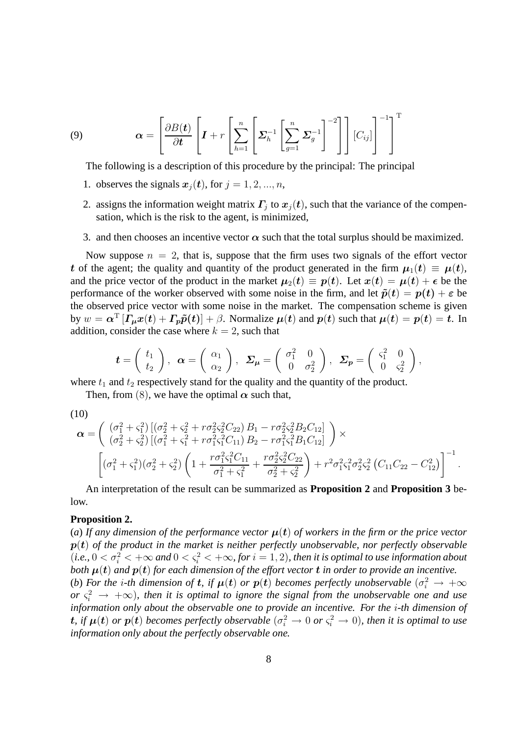$$
\boldsymbol{\alpha} = \left[ \frac{\partial B(\boldsymbol{t})}{\partial \boldsymbol{t}} \left[ \boldsymbol{I} + r \left[ \sum_{h=1}^{n} \left[ \boldsymbol{\Sigma}_h^{-1} \left[ \sum_{g=1}^{n} \boldsymbol{\Sigma}_g^{-1} \right]^{-2} \right] \right] [C_{ij}] \right]^{-1} \right]^{\mathrm{T}} \tag{9}
$$

The following is a description of this procedure by the principal: The principal

1. observes the signals $\boldsymbol{x}_j(\boldsymbol{t})$, for $j = 1, 2, ..., n$,
2. assigns the information weight matrix $\boldsymbol{\Gamma}_j$ to $\boldsymbol{x}_j(\boldsymbol{t})$, such that the variance of the compensation, which is the risk to the agent, is minimized,
3. and then chooses an incentive vector $\boldsymbol{\alpha}$ such that the total surplus should be maximized.

Now suppose $n = 2$, that is, suppose that the firm uses two signals of the effort vector $\boldsymbol{t}$ of the agent; the quality and quantity of the product generated in the firm $\boldsymbol{\mu}_1(\boldsymbol{t}) \equiv \boldsymbol{\mu}(\boldsymbol{t})$, and the price vector of the product in the market $\boldsymbol{\mu}_2(\boldsymbol{t}) \equiv \boldsymbol{p}(\boldsymbol{t})$. Let $\boldsymbol{x}(\boldsymbol{t}) = \boldsymbol{\mu}(\boldsymbol{t}) + \boldsymbol{\epsilon}$ be the performance of the worker observed with some noise in the firm, and let $\tilde{\boldsymbol{p}}(\boldsymbol{t}) = \boldsymbol{p}(\boldsymbol{t}) + \boldsymbol{\varepsilon}$ be the observed price vector with some noise in the market. The compensation scheme is given by $w = \boldsymbol{\alpha}^{\mathrm{T}} \left[ \boldsymbol{\Gamma}_{\boldsymbol{\mu}} \boldsymbol{x}(\boldsymbol{t}) + \boldsymbol{\Gamma}_{\boldsymbol{p}} \tilde{\boldsymbol{p}}(\boldsymbol{t}) \right] + \beta$. Normalize $\boldsymbol{\mu}(\boldsymbol{t})$ and $\boldsymbol{p}(\boldsymbol{t})$ such that $\boldsymbol{\mu}(\boldsymbol{t}) = \boldsymbol{p}(\boldsymbol{t}) = \boldsymbol{t}$. In addition, consider the case where $k = 2$, such that

$$
\boldsymbol{t} = \begin{pmatrix} t_1 \\ t_2 \end{pmatrix}, \quad \boldsymbol{\alpha} = \begin{pmatrix} \alpha_1 \\ \alpha_2 \end{pmatrix}, \quad \boldsymbol{\Sigma}_{\boldsymbol{\mu}} = \begin{pmatrix} \sigma_1^2 & 0 \\ 0 & \sigma_2^2 \end{pmatrix}, \quad \boldsymbol{\Sigma}_{\boldsymbol{p}} = \begin{pmatrix} \varsigma_1^2 & 0 \\ 0 & \varsigma_2^2 \end{pmatrix},
$$

where $t_1$ and $t_2$ respectively stand for the quality and the quantity of the product.

Then, from (8), we have the optimal $\boldsymbol{\alpha}$ such that,

$$
\begin{aligned}
\boldsymbol{\alpha} = & \begin{pmatrix} (\sigma_1^2 + \varsigma_1^2) \left[ (\sigma_2^2 + \varsigma_2^2 + r\sigma_2^2\varsigma_2^2 C_{22}) B_1 - r\sigma_2^2\varsigma_2^2 B_2 C_{12} \right] \\ (\sigma_2^2 + \varsigma_2^2) \left[ (\sigma_1^2 + \varsigma_1^2 + r\sigma_1^2\varsigma_1^2 C_{11}) B_2 - r\sigma_1^2\varsigma_1^2 B_1 C_{12} \right] \end{pmatrix} \times \\
& \left[ (\sigma_1^2 + \varsigma_1^2)(\sigma_2^2 + \varsigma_2^2) \left( 1 + \frac{r\sigma_1^2\varsigma_1^2 C_{11}}{\sigma_1^2 + \varsigma_1^2} + \frac{r\sigma_2^2\varsigma_2^2 C_{22}}{\sigma_2^2 + \varsigma_2^2} \right) + r^2\sigma_1^2\varsigma_1^2\sigma_2^2\varsigma_2^2 \left( C_{11}C_{22} - C_{12}^2 \right) \right]^{-1}.
\end{aligned} \tag{10}
$$

An interpretation of the result can be summarized as **Proposition 2** and **Proposition 3** below.

**Proposition 2.**

(*a*) *If any dimension of the performance vector $\boldsymbol{\mu}(\boldsymbol{t})$ of workers in the firm or the price vector $\boldsymbol{p}(\boldsymbol{t})$ of the product in the market is neither perfectly unobservable, nor perfectly observable (i.e., $0 < \sigma_i^2 < +\infty$ and $0 < \varsigma_i^2 < +\infty$, for $i = 1, 2$), then it is optimal to use information about both $\boldsymbol{\mu}(\boldsymbol{t})$ and $\boldsymbol{p}(\boldsymbol{t})$ for each dimension of the effort vector $\boldsymbol{t}$ in order to provide an incentive.*

(*b*) *For the $i$-th dimension of $\boldsymbol{t}$, if $\boldsymbol{\mu}(\boldsymbol{t})$ or $\boldsymbol{p}(\boldsymbol{t})$ becomes perfectly unobservable ($\sigma_i^2 \to +\infty$ or $\varsigma_i^2 \to +\infty$), then it is optimal to ignore the signal from the unobservable one and use information only about the observable one to provide an incentive. For the $i$-th dimension of $\boldsymbol{t}$, if $\boldsymbol{\mu}(\boldsymbol{t})$ or $\boldsymbol{p}(\boldsymbol{t})$ becomes perfectly observable ($\sigma_i^2 \to 0$ or $\varsigma_i^2 \to 0$), then it is optimal to use information only about the perfectly observable one.*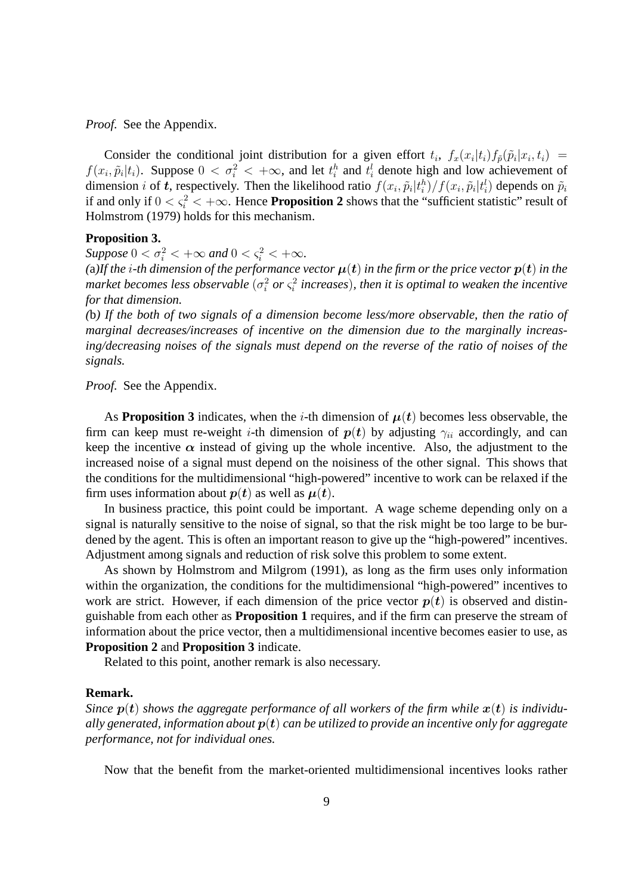*Proof.* See the Appendix.

Consider the conditional joint distribution for a given effort $t_i$, $f_x(x_i|t_i)f_{\tilde{p}}(\tilde{p}_i|x_i, t_i) = f(x_i, \tilde{p}_i|t_i)$. Suppose $0 < \sigma_i^2 < +\infty$, and let $t_i^h$ and $t_i^l$ denote high and low achievement of dimension $i$ of $\boldsymbol{t}$, respectively. Then the likelihood ratio $f(x_i, \tilde{p}_i|t_i^h)/f(x_i, \tilde{p}_i|t_i^l)$ depends on $\tilde{p}_i$ if and only if $0 < \varsigma_i^2 < +\infty$. Hence **Proposition 2** shows that the "sufficient statistic" result of Holmstrom (1979) holds for this mechanism.

**Proposition 3.**
*Suppose $0 < \sigma_i^2 < +\infty$ and $0 < \varsigma_i^2 < +\infty$.*
*(a)If the $i$-th dimension of the performance vector $\boldsymbol{\mu}(\boldsymbol{t})$ in the firm or the price vector $\boldsymbol{p}(\boldsymbol{t})$ in the market becomes less observable ($\sigma_i^2$ or $\varsigma_i^2$ increases), then it is optimal to weaken the incentive for that dimension.*
*(b) If the both of two signals of a dimension become less/more observable, then the ratio of marginal decreases/increases of incentive on the dimension due to the marginally increasing/decreasing noises of the signals must depend on the reverse of the ratio of noises of the signals.*

*Proof.* See the Appendix.

As **Proposition 3** indicates, when the $i$-th dimension of $\boldsymbol{\mu}(\boldsymbol{t})$ becomes less observable, the firm can keep must re-weight $i$-th dimension of $\boldsymbol{p}(\boldsymbol{t})$ by adjusting $\gamma_{ii}$ accordingly, and can keep the incentive $\boldsymbol{\alpha}$ instead of giving up the whole incentive. Also, the adjustment to the increased noise of a signal must depend on the noisiness of the other signal. This shows that the conditions for the multidimensional "high-powered" incentive to work can be relaxed if the firm uses information about $\boldsymbol{p}(\boldsymbol{t})$ as well as $\boldsymbol{\mu}(\boldsymbol{t})$.

In business practice, this point could be important. A wage scheme depending only on a signal is naturally sensitive to the noise of signal, so that the risk might be too large to be burdened by the agent. This is often an important reason to give up the "high-powered" incentives. Adjustment among signals and reduction of risk solve this problem to some extent.

As shown by Holmstrom and Milgrom (1991), as long as the firm uses only information within the organization, the conditions for the multidimensional "high-powered" incentives to work are strict. However, if each dimension of the price vector $\boldsymbol{p}(\boldsymbol{t})$ is observed and distinguishable from each other as **Proposition 1** requires, and if the firm can preserve the stream of information about the price vector, then a multidimensional incentive becomes easier to use, as **Proposition 2** and **Proposition 3** indicate.

Related to this point, another remark is also necessary.

**Remark.**
*Since $\boldsymbol{p}(\boldsymbol{t})$ shows the aggregate performance of all workers of the firm while $\boldsymbol{x}(\boldsymbol{t})$ is individually generated, information about $\boldsymbol{p}(\boldsymbol{t})$ can be utilized to provide an incentive only for aggregate performance, not for individual ones.*

Now that the benefit from the market-oriented multidimensional incentives looks rather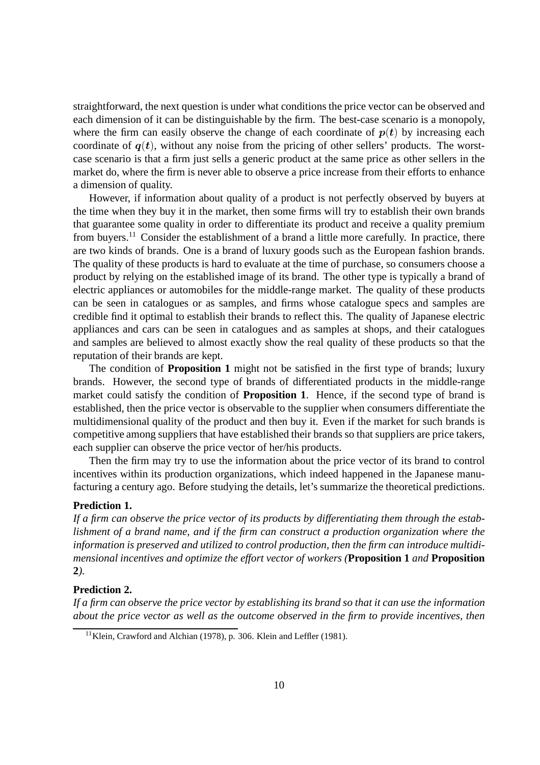straightforward, the next question is under what conditions the price vector can be observed and each dimension of it can be distinguishable by the firm. The best-case scenario is a monopoly, where the firm can easily observe the change of each coordinate of $\boldsymbol{p}(\boldsymbol{t})$ by increasing each coordinate of $\boldsymbol{q}(\boldsymbol{t})$, without any noise from the pricing of other sellers' products. The worst-case scenario is that a firm just sells a generic product at the same price as other sellers in the market do, where the firm is never able to observe a price increase from their efforts to enhance a dimension of quality.

However, if information about quality of a product is not perfectly observed by buyers at the time when they buy it in the market, then some firms will try to establish their own brands that guarantee some quality in order to differentiate its product and receive a quality premium from buyers.[11] Consider the establishment of a brand a little more carefully. In practice, there are two kinds of brands. One is a brand of luxury goods such as the European fashion brands. The quality of these products is hard to evaluate at the time of purchase, so consumers choose a product by relying on the established image of its brand. The other type is typically a brand of electric appliances or automobiles for the middle-range market. The quality of these products can be seen in catalogues or as samples, and firms whose catalogue specs and samples are credible find it optimal to establish their brands to reflect this. The quality of Japanese electric appliances and cars can be seen in catalogues and as samples at shops, and their catalogues and samples are believed to almost exactly show the real quality of these products so that the reputation of their brands are kept.

The condition of **Proposition 1** might not be satisfied in the first type of brands; luxury brands. However, the second type of brands of differentiated products in the middle-range market could satisfy the condition of **Proposition 1**. Hence, if the second type of brand is established, then the price vector is observable to the supplier when consumers differentiate the multidimensional quality of the product and then buy it. Even if the market for such brands is competitive among suppliers that have established their brands so that suppliers are price takers, each supplier can observe the price vector of her/his products.

Then the firm may try to use the information about the price vector of its brand to control incentives within its production organizations, which indeed happened in the Japanese manufacturing a century ago. Before studying the details, let's summarize the theoretical predictions.

**Prediction 1.**
*If a firm can observe the price vector of its products by differentiating them through the establishment of a brand name, and if the firm can construct a production organization where the information is preserved and utilized to control production, then the firm can introduce multidimensional incentives and optimize the effort vector of workers (***Proposition 1** *and* **Proposition 2***).*

**Prediction 2.**
*If a firm can observe the price vector by establishing its brand so that it can use the information about the price vector as well as the outcome observed in the firm to provide incentives, then*

[11] Klein, Crawford and Alchian (1978), p. 306. Klein and Leffler (1981).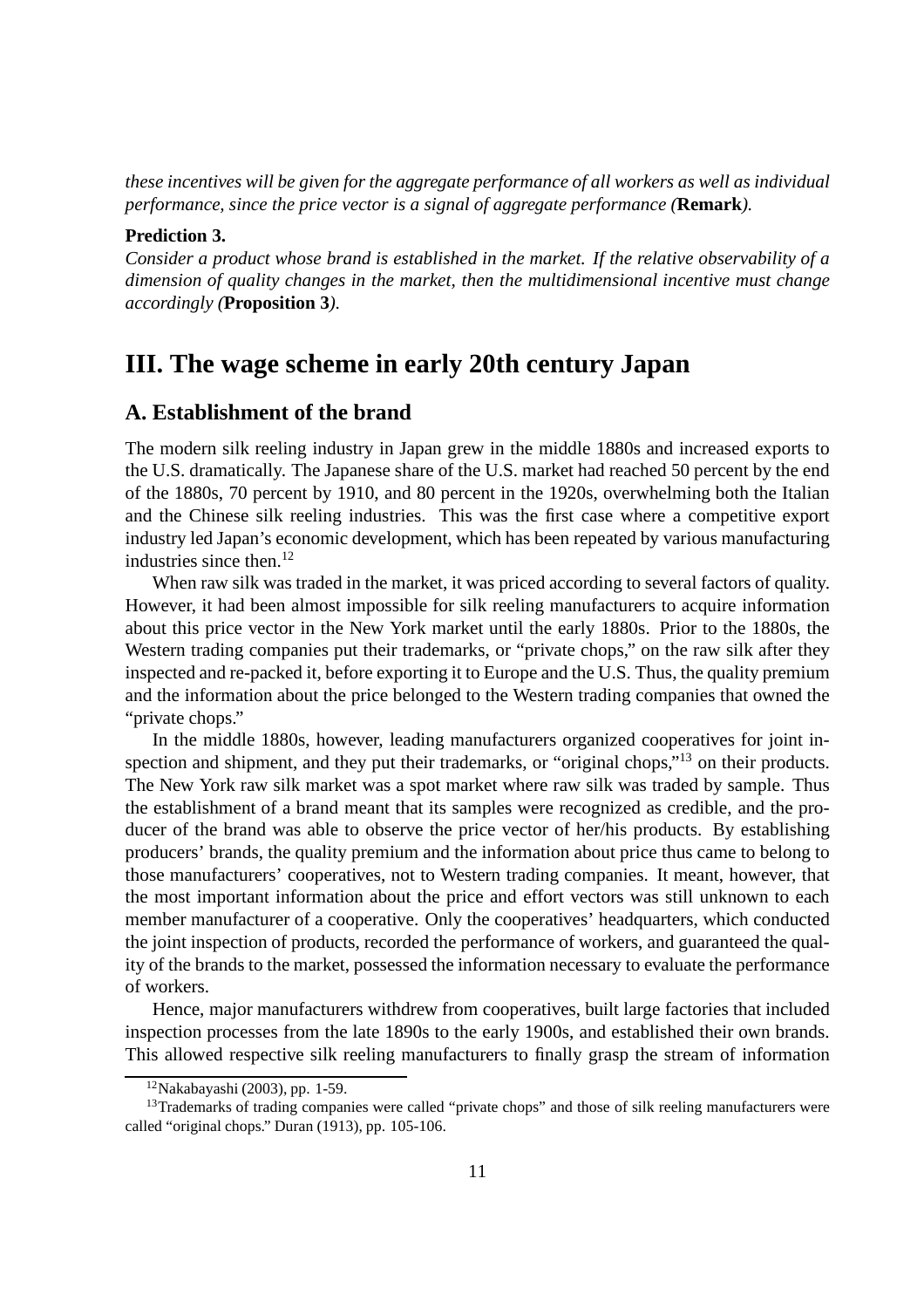*these incentives will be given for the aggregate performance of all workers as well as individual performance, since the price vector is a signal of aggregate performance (***Remark***).*

**Prediction 3.**
*Consider a product whose brand is established in the market. If the relative observability of a dimension of quality changes in the market, then the multidimensional incentive must change accordingly (***Proposition 3***).*

# III. The wage scheme in early 20th century Japan

## A. Establishment of the brand

The modern silk reeling industry in Japan grew in the middle 1880s and increased exports to the U.S. dramatically. The Japanese share of the U.S. market had reached 50 percent by the end of the 1880s, 70 percent by 1910, and 80 percent in the 1920s, overwhelming both the Italian and the Chinese silk reeling industries. This was the first case where a competitive export industry led Japan's economic development, which has been repeated by various manufacturing industries since then.[12]

When raw silk was traded in the market, it was priced according to several factors of quality. However, it had been almost impossible for silk reeling manufacturers to acquire information about this price vector in the New York market until the early 1880s. Prior to the 1880s, the Western trading companies put their trademarks, or "private chops," on the raw silk after they inspected and re-packed it, before exporting it to Europe and the U.S. Thus, the quality premium and the information about the price belonged to the Western trading companies that owned the "private chops."

In the middle 1880s, however, leading manufacturers organized cooperatives for joint inspection and shipment, and they put their trademarks, or "original chops,"[13] on their products. The New York raw silk market was a spot market where raw silk was traded by sample. Thus the establishment of a brand meant that its samples were recognized as credible, and the producer of the brand was able to observe the price vector of her/his products. By establishing producers' brands, the quality premium and the information about price thus came to belong to those manufacturers' cooperatives, not to Western trading companies. It meant, however, that the most important information about the price and effort vectors was still unknown to each member manufacturer of a cooperative. Only the cooperatives' headquarters, which conducted the joint inspection of products, recorded the performance of workers, and guaranteed the quality of the brands to the market, possessed the information necessary to evaluate the performance of workers.

Hence, major manufacturers withdrew from cooperatives, built large factories that included inspection processes from the late 1890s to the early 1900s, and established their own brands. This allowed respective silk reeling manufacturers to finally grasp the stream of information

[12] Nakabayashi (2003), pp. 1-59.

[13] Trademarks of trading companies were called "private chops" and those of silk reeling manufacturers were called "original chops." Duran (1913), pp. 105-106.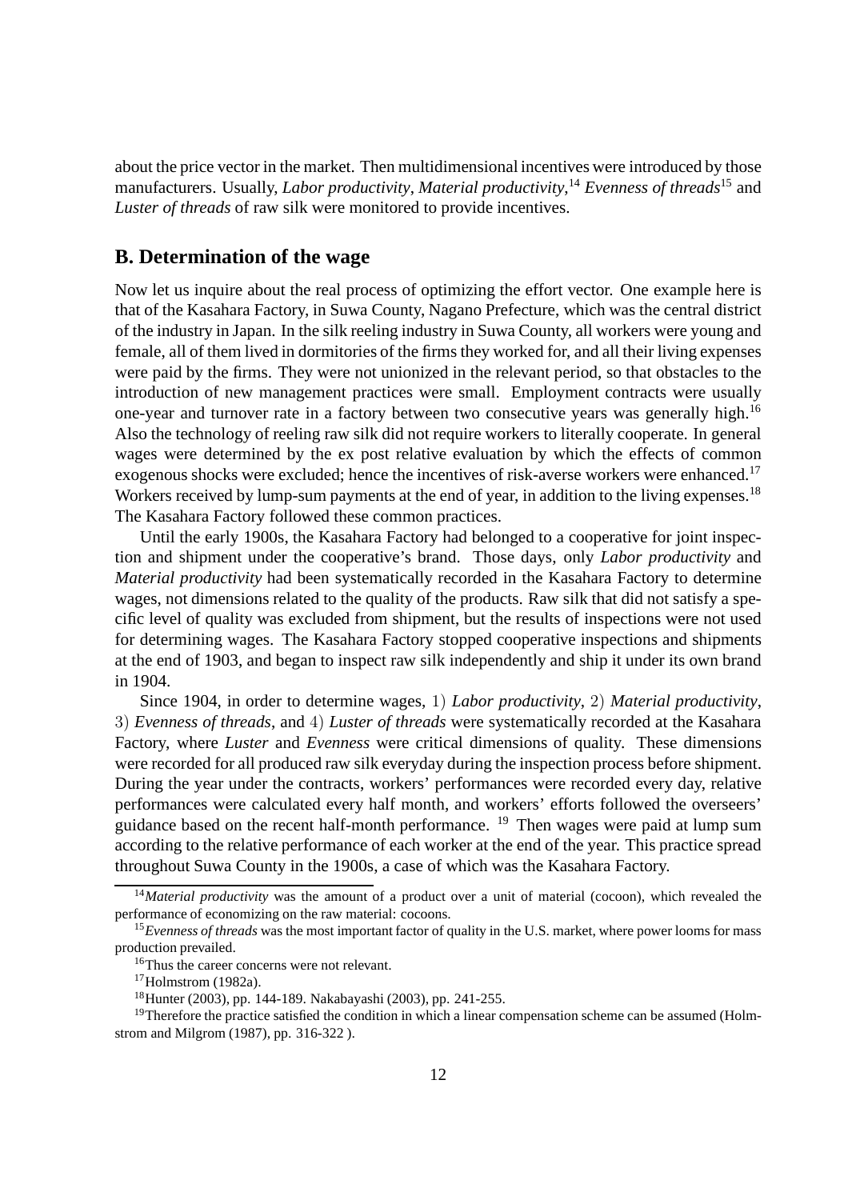about the price vector in the market. Then multidimensional incentives were introduced by those manufacturers. Usually, *Labor productivity*, *Material productivity*,[14] *Evenness of threads*[15] and *Luster of threads* of raw silk were monitored to provide incentives.

## B. Determination of the wage

Now let us inquire about the real process of optimizing the effort vector. One example here is that of the Kasahara Factory, in Suwa County, Nagano Prefecture, which was the central district of the industry in Japan. In the silk reeling industry in Suwa County, all workers were young and female, all of them lived in dormitories of the firms they worked for, and all their living expenses were paid by the firms. They were not unionized in the relevant period, so that obstacles to the introduction of new management practices were small. Employment contracts were usually one-year and turnover rate in a factory between two consecutive years was generally high.[16] Also the technology of reeling raw silk did not require workers to literally cooperate. In general wages were determined by the ex post relative evaluation by which the effects of common exogenous shocks were excluded; hence the incentives of risk-averse workers were enhanced.[17] Workers received by lump-sum payments at the end of year, in addition to the living expenses.[18] The Kasahara Factory followed these common practices.

Until the early 1900s, the Kasahara Factory had belonged to a cooperative for joint inspection and shipment under the cooperative's brand. Those days, only *Labor productivity* and *Material productivity* had been systematically recorded in the Kasahara Factory to determine wages, not dimensions related to the quality of the products. Raw silk that did not satisfy a specific level of quality was excluded from shipment, but the results of inspections were not used for determining wages. The Kasahara Factory stopped cooperative inspections and shipments at the end of 1903, and began to inspect raw silk independently and ship it under its own brand in 1904.

Since 1904, in order to determine wages, 1) *Labor productivity*, 2) *Material productivity*, 3) *Evenness of threads*, and 4) *Luster of threads* were systematically recorded at the Kasahara Factory, where *Luster* and *Evenness* were critical dimensions of quality. These dimensions were recorded for all produced raw silk everyday during the inspection process before shipment. During the year under the contracts, workers' performances were recorded every day, relative performances were calculated every half month, and workers' efforts followed the overseers' guidance based on the recent half-month performance. [19] Then wages were paid at lump sum according to the relative performance of each worker at the end of the year. This practice spread throughout Suwa County in the 1900s, a case of which was the Kasahara Factory.

---

[14] *Material productivity* was the amount of a product over a unit of material (cocoon), which revealed the performance of economizing on the raw material: cocoons.

[15] *Evenness of threads* was the most important factor of quality in the U.S. market, where power looms for mass production prevailed.

[16] Thus the career concerns were not relevant.

[17] Holmstrom (1982a).

[18] Hunter (2003), pp. 144-189. Nakabayashi (2003), pp. 241-255.

[19] Therefore the practice satisfied the condition in which a linear compensation scheme can be assumed (Holmstrom and Milgrom (1987), pp. 316-322 ).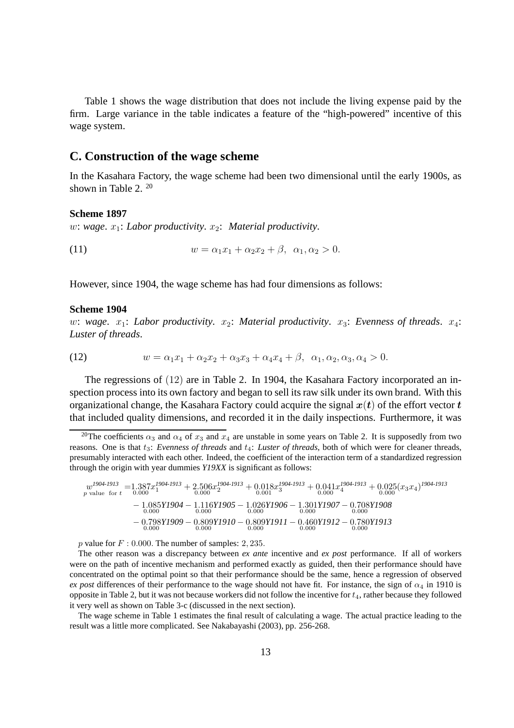Table 1 shows the wage distribution that does not include the living expense paid by the firm. Large variance in the table indicates a feature of the "high-powered" incentive of this wage system.

## C. Construction of the wage scheme

In the Kasahara Factory, the wage scheme had been two dimensional until the early 1900s, as shown in Table 2. [20]

**Scheme 1897**

$w$: *wage*. $x_1$: *Labor productivity*. $x_2$: *Material productivity*.

$$w = \alpha_1 x_1 + \alpha_2 x_2 + \beta, \;\; \alpha_1, \alpha_2 > 0. \tag{11}$$

However, since 1904, the wage scheme has had four dimensions as follows:

**Scheme 1904**

$w$: *wage*. $x_1$: *Labor productivity*. $x_2$: *Material productivity*. $x_3$: *Evenness of threads*. $x_4$: *Luster of threads*.

$$w = \alpha_1 x_1 + \alpha_2 x_2 + \alpha_3 x_3 + \alpha_4 x_4 + \beta, \;\; \alpha_1, \alpha_2, \alpha_3, \alpha_4 > 0. \tag{12}$$

The regressions of $(12)$ are in Table 2. In 1904, the Kasahara Factory incorporated an inspection process into its own factory and began to sell its raw silk under its own brand. With this organizational change, the Kasahara Factory could acquire the signal $\boldsymbol{x}(\boldsymbol{t})$ of the effort vector $\boldsymbol{t}$ that included quality dimensions, and recorded it in the daily inspections. Furthermore, it was

---

[20] The coefficients $\alpha_3$ and $\alpha_4$ of $x_3$ and $x_4$ are unstable in some years on Table 2. It is supposedly from two reasons. One is that $t_3$: *Evenness of threads* and $t_4$: *Luster of threads*, both of which were for cleaner threads, presumably interacted with each other. Indeed, the coefficient of the interaction term of a standardized regression through the origin with year dummies *Y19XX* is significant as follows:

$$
\begin{aligned}
\underset{p \text{ value for } t}{w^{\textit{1904-1913}}} =& \underset{0.000}{1.387} x_1^{\textit{1904-1913}} + \underset{0.000}{2.506} x_2^{\textit{1904-1913}} + \underset{0.001}{0.018} x_3^{\textit{1904-1913}} + \underset{0.000}{0.041} x_4^{\textit{1904-1913}} + \underset{0.000}{0.025} (x_3 x_4)^{\textit{1904-1913}} \\
& - \underset{0.000}{1.085} \textit{Y1904} - \underset{0.000}{1.116} \textit{Y1905} - \underset{0.000}{1.026} \textit{Y1906} - \underset{0.000}{1.301} \textit{Y1907} - \underset{0.000}{0.708} \textit{Y1908} \\
& - \underset{0.000}{0.798} \textit{Y1909} - \underset{0.000}{0.809} \textit{Y1910} - \underset{0.000}{0.809} \textit{Y1911} - \underset{0.000}{0.460} \textit{Y1912} - \underset{0.000}{0.780} \textit{Y1913}
\end{aligned}
$$

$p$ value for $F$ : $0.000$. The number of samples: $2,235$.

The other reason was a discrepancy between *ex ante* incentive and *ex post* performance. If all of workers were on the path of incentive mechanism and performed exactly as guided, then their performance should have concentrated on the optimal point so that their performance should be the same, hence a regression of observed *ex post* differences of their performance to the wage should not have fit. For instance, the sign of $\alpha_4$ in 1910 is opposite in Table 2, but it was not because workers did not follow the incentive for $t_4$, rather because they followed it very well as shown on Table 3-c (discussed in the next section).

The wage scheme in Table 1 estimates the final result of calculating a wage. The actual practice leading to the result was a little more complicated. See Nakabayashi (2003), pp. 256-268.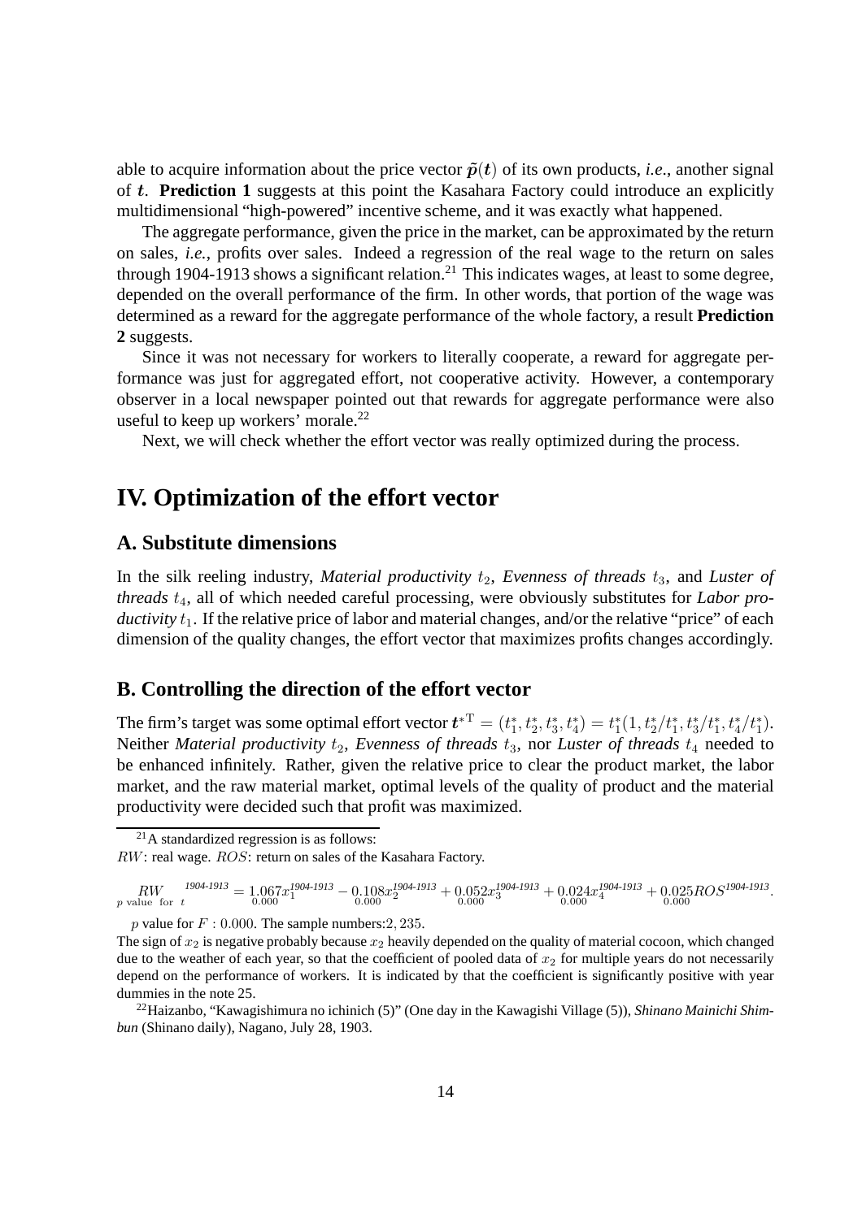able to acquire information about the price vector $\tilde{\boldsymbol{p}}(\boldsymbol{t})$ of its own products, *i.e.*, another signal of $\boldsymbol{t}$. **Prediction 1** suggests at this point the Kasahara Factory could introduce an explicitly multidimensional "high-powered" incentive scheme, and it was exactly what happened.

The aggregate performance, given the price in the market, can be approximated by the return on sales, *i.e.*, profits over sales. Indeed a regression of the real wage to the return on sales through 1904-1913 shows a significant relation.[21] This indicates wages, at least to some degree, depended on the overall performance of the firm. In other words, that portion of the wage was determined as a reward for the aggregate performance of the whole factory, a result **Prediction 2** suggests.

Since it was not necessary for workers to literally cooperate, a reward for aggregate performance was just for aggregated effort, not cooperative activity. However, a contemporary observer in a local newspaper pointed out that rewards for aggregate performance were also useful to keep up workers' morale.[22]

Next, we will check whether the effort vector was really optimized during the process.

# IV. Optimization of the effort vector

## A. Substitute dimensions

In the silk reeling industry, *Material productivity* $t_2$, *Evenness of threads* $t_3$, and *Luster of threads* $t_4$, all of which needed careful processing, were obviously substitutes for *Labor productivity* $t_1$. If the relative price of labor and material changes, and/or the relative "price" of each dimension of the quality changes, the effort vector that maximizes profits changes accordingly.

## B. Controlling the direction of the effort vector

The firm's target was some optimal effort vector $\boldsymbol{t}^{*\mathrm{T}} = (t_1^*, t_2^*, t_3^*, t_4^*) = t_1^*(1, t_2^*/t_1^*, t_3^*/t_1^*, t_4^*/t_1^*)$. Neither *Material productivity* $t_2$, *Evenness of threads* $t_3$, nor *Luster of threads* $t_4$ needed to be enhanced infinitely. Rather, given the relative price to clear the product market, the labor market, and the raw material market, optimal levels of the quality of product and the material productivity were decided such that profit was maximized.

---

[21] A standardized regression is as follows:

$RW$: real wage. $ROS$: return on sales of the Kasahara Factory.

$$\underset{p \text{ value for } t}{RW}^{\textit{1904-1913}} = \underset{0.000}{1.067}x_1^{\textit{1904-1913}} - \underset{0.000}{0.108}x_2^{\textit{1904-1913}} + \underset{0.000}{0.052}x_3^{\textit{1904-1913}} + \underset{0.000}{0.024}x_4^{\textit{1904-1913}} + \underset{0.000}{0.025}ROS^{\textit{1904-1913}}.$$

$p$ value for $F$ : $0.000$. The sample numbers:$2,235$.

The sign of $x_2$ is negative probably because $x_2$ heavily depended on the quality of material cocoon, which changed due to the weather of each year, so that the coefficient of pooled data of $x_2$ for multiple years do not necessarily depend on the performance of workers. It is indicated by that the coefficient is significantly positive with year dummies in the note 25.

[22] Haizanbo, "Kawagishimura no ichinich (5)" (One day in the Kawagishi Village (5)), *Shinano Mainichi Shimbun* (Shinano daily), Nagano, July 28, 1903.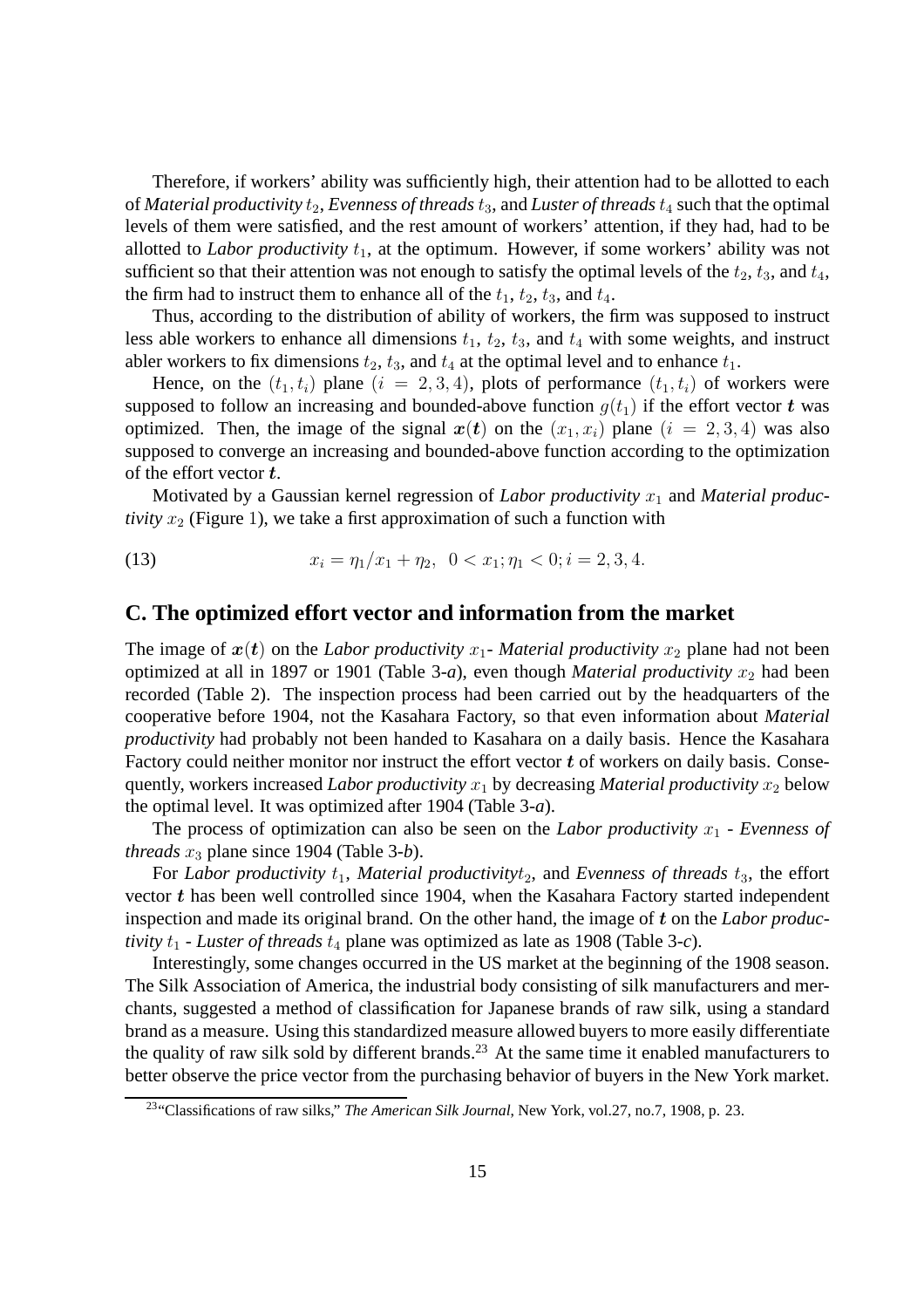Therefore, if workers' ability was sufficiently high, their attention had to be allotted to each of *Material productivity* $t_2$, *Evenness of threads* $t_3$, and *Luster of threads* $t_4$ such that the optimal levels of them were satisfied, and the rest amount of workers' attention, if they had, had to be allotted to *Labor productivity* $t_1$, at the optimum. However, if some workers' ability was not sufficient so that their attention was not enough to satisfy the optimal levels of the $t_2$, $t_3$, and $t_4$, the firm had to instruct them to enhance all of the $t_1$, $t_2$, $t_3$, and $t_4$.

Thus, according to the distribution of ability of workers, the firm was supposed to instruct less able workers to enhance all dimensions $t_1$, $t_2$, $t_3$, and $t_4$ with some weights, and instruct abler workers to fix dimensions $t_2$, $t_3$, and $t_4$ at the optimal level and to enhance $t_1$.

Hence, on the $(t_1, t_i)$ plane $(i = 2, 3, 4)$, plots of performance $(t_1, t_i)$ of workers were supposed to follow an increasing and bounded-above function $g(t_1)$ if the effort vector $\boldsymbol{t}$ was optimized. Then, the image of the signal $\boldsymbol{x}(\boldsymbol{t})$ on the $(x_1, x_i)$ plane $(i = 2, 3, 4)$ was also supposed to converge an increasing and bounded-above function according to the optimization of the effort vector $\boldsymbol{t}$.

Motivated by a Gaussian kernel regression of *Labor productivity* $x_1$ and *Material productivity* $x_2$ (Figure 1), we take a first approximation of such a function with

$$x_i = \eta_1/x_1 + \eta_2, \;\; 0 < x_1; \eta_1 < 0; i = 2, 3, 4. \tag{13}$$

## C. The optimized effort vector and information from the market

The image of $\boldsymbol{x}(\boldsymbol{t})$ on the *Labor productivity* $x_1$- *Material productivity* $x_2$ plane had not been optimized at all in 1897 or 1901 (Table 3-*a*), even though *Material productivity* $x_2$ had been recorded (Table 2). The inspection process had been carried out by the headquarters of the cooperative before 1904, not the Kasahara Factory, so that even information about *Material productivity* had probably not been handed to Kasahara on a daily basis. Hence the Kasahara Factory could neither monitor nor instruct the effort vector $\boldsymbol{t}$ of workers on daily basis. Consequently, workers increased *Labor productivity* $x_1$ by decreasing *Material productivity* $x_2$ below the optimal level. It was optimized after 1904 (Table 3-*a*).

The process of optimization can also be seen on the *Labor productivity* $x_1$ - *Evenness of threads* $x_3$ plane since 1904 (Table 3-*b*).

For *Labor productivity* $t_1$, *Material productivity*$t_2$, and *Evenness of threads* $t_3$, the effort vector $\boldsymbol{t}$ has been well controlled since 1904, when the Kasahara Factory started independent inspection and made its original brand. On the other hand, the image of $\boldsymbol{t}$ on the *Labor productivity* $t_1$ - *Luster of threads* $t_4$ plane was optimized as late as 1908 (Table 3-*c*).

Interestingly, some changes occurred in the US market at the beginning of the 1908 season. The Silk Association of America, the industrial body consisting of silk manufacturers and merchants, suggested a method of classification for Japanese brands of raw silk, using a standard brand as a measure. Using this standardized measure allowed buyers to more easily differentiate the quality of raw silk sold by different brands.[23] At the same time it enabled manufacturers to better observe the price vector from the purchasing behavior of buyers in the New York market.

[23]"Classifications of raw silks," *The American Silk Journal*, New York, vol.27, no.7, 1908, p. 23.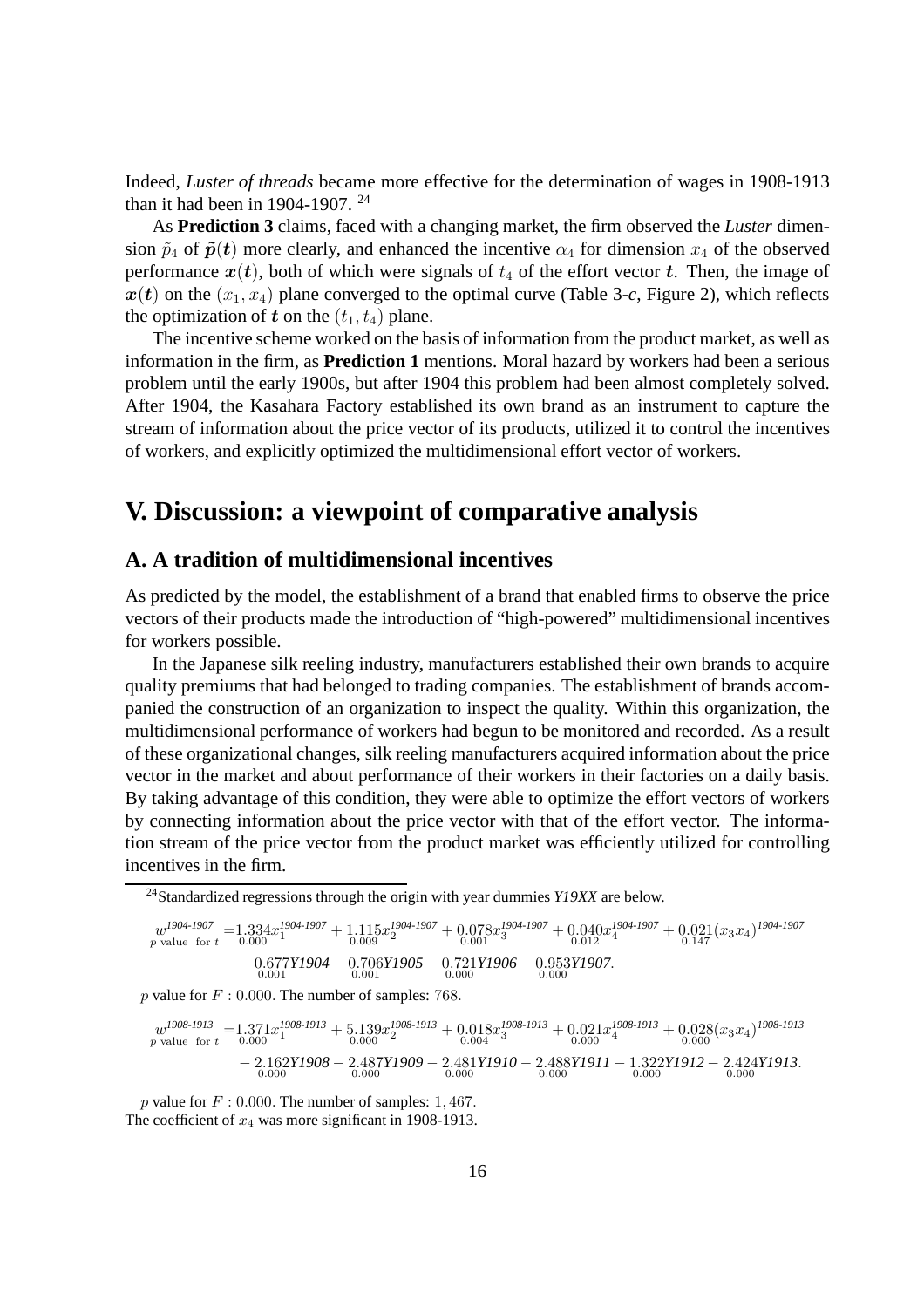Indeed, *Luster of threads* became more effective for the determination of wages in 1908-1913 than it had been in 1904-1907. [24]

As **Prediction 3** claims, faced with a changing market, the firm observed the *Luster* dimension $\tilde{p}_4$ of $\tilde{\boldsymbol{p}}(\boldsymbol{t})$ more clearly, and enhanced the incentive $\alpha_4$ for dimension $x_4$ of the observed performance $\boldsymbol{x}(\boldsymbol{t})$, both of which were signals of $t_4$ of the effort vector $\boldsymbol{t}$. Then, the image of $\boldsymbol{x}(\boldsymbol{t})$ on the $(x_1, x_4)$ plane converged to the optimal curve (Table 3-*c*, Figure 2), which reflects the optimization of $\boldsymbol{t}$ on the $(t_1, t_4)$ plane.

The incentive scheme worked on the basis of information from the product market, as well as information in the firm, as **Prediction 1** mentions. Moral hazard by workers had been a serious problem until the early 1900s, but after 1904 this problem had been almost completely solved. After 1904, the Kasahara Factory established its own brand as an instrument to capture the stream of information about the price vector of its products, utilized it to control the incentives of workers, and explicitly optimized the multidimensional effort vector of workers.

# V. Discussion: a viewpoint of comparative analysis

## A. A tradition of multidimensional incentives

As predicted by the model, the establishment of a brand that enabled firms to observe the price vectors of their products made the introduction of "high-powered" multidimensional incentives for workers possible.

In the Japanese silk reeling industry, manufacturers established their own brands to acquire quality premiums that had belonged to trading companies. The establishment of brands accompanied the construction of an organization to inspect the quality. Within this organization, the multidimensional performance of workers had begun to be monitored and recorded. As a result of these organizational changes, silk reeling manufacturers acquired information about the price vector in the market and about performance of their workers in their factories on a daily basis. By taking advantage of this condition, they were able to optimize the effort vectors of workers by connecting information about the price vector with that of the effort vector. The information stream of the price vector from the product market was efficiently utilized for controlling incentives in the firm.

---

[24] Standardized regressions through the origin with year dummies *Y19XX* are below.

$$\underset{p \text{ value for } t}{w^{\textit{1904-1907}}} = \underset{0.000}{1.334} x_1^{\textit{1904-1907}} + \underset{0.009}{1.115} x_2^{\textit{1904-1907}} + \underset{0.001}{0.078} x_3^{\textit{1904-1907}} + \underset{0.012}{0.040} x_4^{\textit{1904-1907}} + \underset{0.147}{0.021} (x_3 x_4)^{\textit{1904-1907}}$$
$$- \underset{0.001}{0.677} \textit{Y1904} - \underset{0.001}{0.706} \textit{Y1905} - \underset{0.000}{0.721} \textit{Y1906} - \underset{0.000}{0.953} \textit{Y1907}.$$

$p$ value for $F$ : $0.000$. The number of samples: $768$.

$$\underset{p \text{ value for } t}{w^{\textit{1908-1913}}} = \underset{0.000}{1.371} x_1^{\textit{1908-1913}} + \underset{0.000}{5.139} x_2^{\textit{1908-1913}} + \underset{0.004}{0.018} x_3^{\textit{1908-1913}} + \underset{0.000}{0.021} x_4^{\textit{1908-1913}} + \underset{0.000}{0.028} (x_3 x_4)^{\textit{1908-1913}}$$
$$- \underset{0.000}{2.162} \textit{Y1908} - \underset{0.000}{2.487} \textit{Y1909} - \underset{0.000}{2.481} \textit{Y1910} - \underset{0.000}{2.488} \textit{Y1911} - \underset{0.000}{1.322} \textit{Y1912} - \underset{0.000}{2.424} \textit{Y1913}.$$

$p$ value for $F$ : $0.000$. The number of samples: $1,467$.

The coefficient of $x_4$ was more significant in 1908-1913.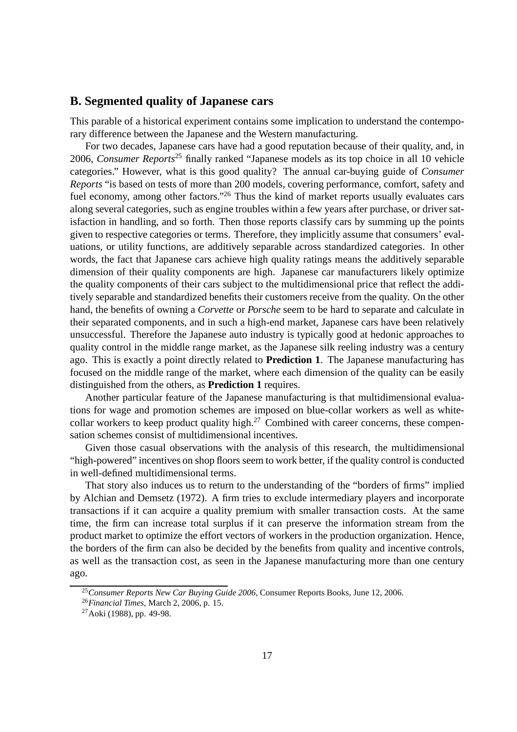## B. Segmented quality of Japanese cars

This parable of a historical experiment contains some implication to understand the contemporary difference between the Japanese and the Western manufacturing.

For two decades, Japanese cars have had a good reputation because of their quality, and, in 2006, *Consumer Reports*[25] finally ranked "Japanese models as its top choice in all 10 vehicle categories." However, what is this good quality? The annual car-buying guide of *Consumer Reports* "is based on tests of more than 200 models, covering performance, comfort, safety and fuel economy, among other factors."[26] Thus the kind of market reports usually evaluates cars along several categories, such as engine troubles within a few years after purchase, or driver satisfaction in handling, and so forth. Then those reports classify cars by summing up the points given to respective categories or terms. Therefore, they implicitly assume that consumers' evaluations, or utility functions, are additively separable across standardized categories. In other words, the fact that Japanese cars achieve high quality ratings means the additively separable dimension of their quality components are high. Japanese car manufacturers likely optimize the quality components of their cars subject to the multidimensional price that reflect the additively separable and standardized benefits their customers receive from the quality. On the other hand, the benefits of owning a *Corvette* or *Porsche* seem to be hard to separate and calculate in their separated components, and in such a high-end market, Japanese cars have been relatively unsuccessful. Therefore the Japanese auto industry is typically good at hedonic approaches to quality control in the middle range market, as the Japanese silk reeling industry was a century ago. This is exactly a point directly related to **Prediction 1**. The Japanese manufacturing has focused on the middle range of the market, where each dimension of the quality can be easily distinguished from the others, as **Prediction 1** requires.

Another particular feature of the Japanese manufacturing is that multidimensional evaluations for wage and promotion schemes are imposed on blue-collar workers as well as white-collar workers to keep product quality high.[27] Combined with career concerns, these compensation schemes consist of multidimensional incentives.

Given those casual observations with the analysis of this research, the multidimensional "high-powered" incentives on shop floors seem to work better, if the quality control is conducted in well-defined multidimensional terms.

That story also induces us to return to the understanding of the "borders of firms" implied by Alchian and Demsetz (1972). A firm tries to exclude intermediary players and incorporate transactions if it can acquire a quality premium with smaller transaction costs. At the same time, the firm can increase total surplus if it can preserve the information stream from the product market to optimize the effort vectors of workers in the production organization. Hence, the borders of the firm can also be decided by the benefits from quality and incentive controls, as well as the transaction cost, as seen in the Japanese manufacturing more than one century ago.

[25] *Consumer Reports New Car Buying Guide 2006*, Consumer Reports Books, June 12, 2006.

[26] *Financial Times*, March 2, 2006, p. 15.

[27] Aoki (1988), pp. 49-98.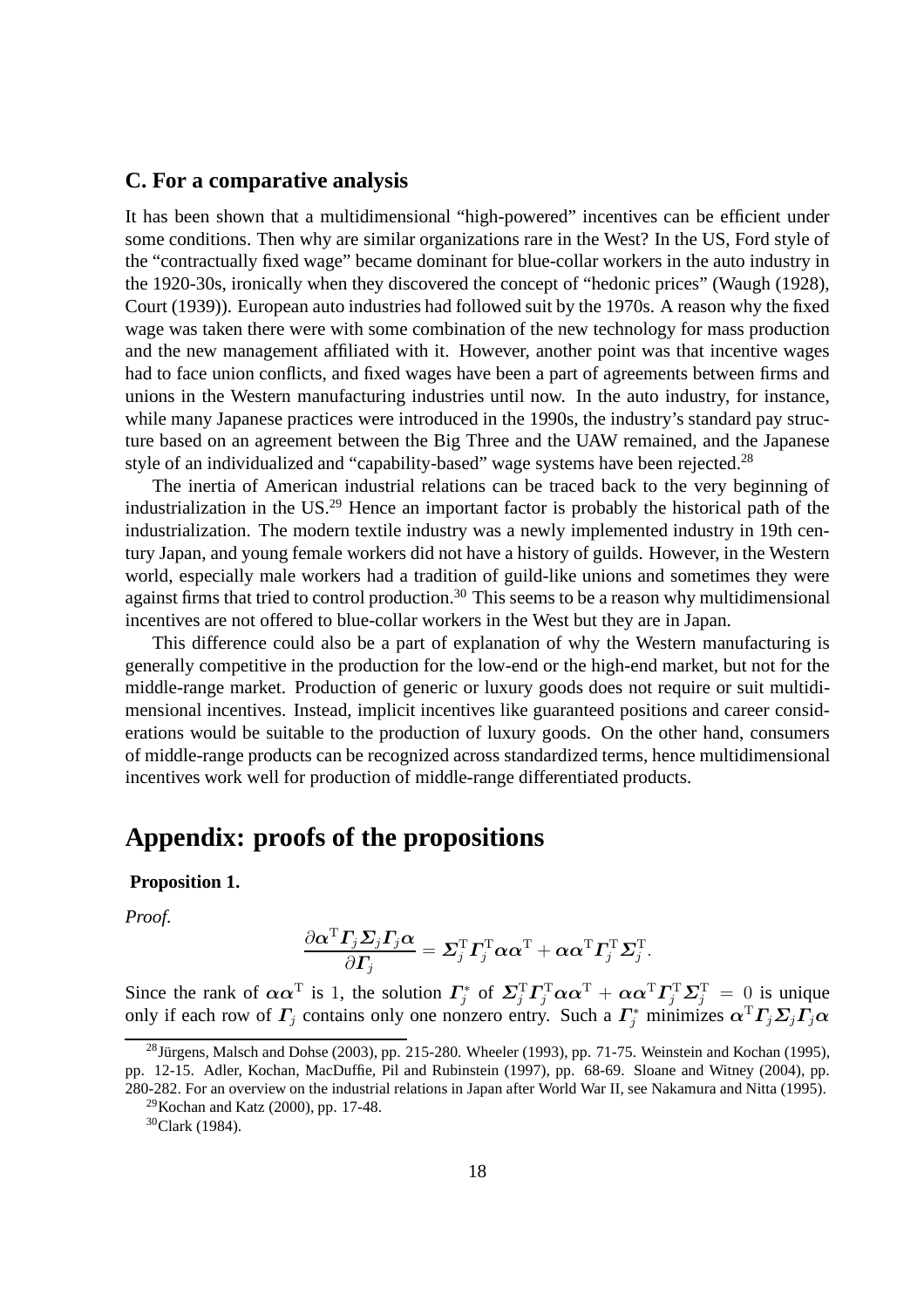### C. For a comparative analysis

It has been shown that a multidimensional "high-powered" incentives can be efficient under some conditions. Then why are similar organizations rare in the West? In the US, Ford style of the "contractually fixed wage" became dominant for blue-collar workers in the auto industry in the 1920-30s, ironically when they discovered the concept of "hedonic prices" (Waugh (1928), Court (1939)). European auto industries had followed suit by the 1970s. A reason why the fixed wage was taken there were with some combination of the new technology for mass production and the new management affiliated with it. However, another point was that incentive wages had to face union conflicts, and fixed wages have been a part of agreements between firms and unions in the Western manufacturing industries until now. In the auto industry, for instance, while many Japanese practices were introduced in the 1990s, the industry's standard pay structure based on an agreement between the Big Three and the UAW remained, and the Japanese style of an individualized and "capability-based" wage systems have been rejected.[28]

The inertia of American industrial relations can be traced back to the very beginning of industrialization in the US.[29] Hence an important factor is probably the historical path of the industrialization. The modern textile industry was a newly implemented industry in 19th century Japan, and young female workers did not have a history of guilds. However, in the Western world, especially male workers had a tradition of guild-like unions and sometimes they were against firms that tried to control production.[30] This seems to be a reason why multidimensional incentives are not offered to blue-collar workers in the West but they are in Japan.

This difference could also be a part of explanation of why the Western manufacturing is generally competitive in the production for the low-end or the high-end market, but not for the middle-range market. Production of generic or luxury goods does not require or suit multidimensional incentives. Instead, implicit incentives like guaranteed positions and career considerations would be suitable to the production of luxury goods. On the other hand, consumers of middle-range products can be recognized across standardized terms, hence multidimensional incentives work well for production of middle-range differentiated products.

# Appendix: proofs of the propositions

**Proposition 1.**

*Proof.*

$$\frac{\partial \boldsymbol{\alpha}^{\mathrm{T}} \boldsymbol{\Gamma}_j \boldsymbol{\Sigma}_j \boldsymbol{\Gamma}_j \boldsymbol{\alpha}}{\partial \boldsymbol{\Gamma}_j} = \boldsymbol{\Sigma}_j^{\mathrm{T}} \boldsymbol{\Gamma}_j^{\mathrm{T}} \boldsymbol{\alpha} \boldsymbol{\alpha}^{\mathrm{T}} + \boldsymbol{\alpha} \boldsymbol{\alpha}^{\mathrm{T}} \boldsymbol{\Gamma}_j^{\mathrm{T}} \boldsymbol{\Sigma}_j^{\mathrm{T}}.$$

Since the rank of $\boldsymbol{\alpha}\boldsymbol{\alpha}^{\mathrm{T}}$ is 1, the solution $\boldsymbol{\Gamma}_j^*$ of $\boldsymbol{\Sigma}_j^{\mathrm{T}} \boldsymbol{\Gamma}_j^{\mathrm{T}} \boldsymbol{\alpha} \boldsymbol{\alpha}^{\mathrm{T}} + \boldsymbol{\alpha} \boldsymbol{\alpha}^{\mathrm{T}} \boldsymbol{\Gamma}_j^{\mathrm{T}} \boldsymbol{\Sigma}_j^{\mathrm{T}} = 0$ is unique only if each row of $\boldsymbol{\Gamma}_j$ contains only one nonzero entry. Such a $\boldsymbol{\Gamma}_j^*$ minimizes $\boldsymbol{\alpha}^{\mathrm{T}} \boldsymbol{\Gamma}_j \boldsymbol{\Sigma}_j \boldsymbol{\Gamma}_j \boldsymbol{\alpha}$

[28] Jürgens, Malsch and Dohse (2003), pp. 215-280. Wheeler (1993), pp. 71-75. Weinstein and Kochan (1995), pp. 12-15. Adler, Kochan, MacDuffie, Pil and Rubinstein (1997), pp. 68-69. Sloane and Witney (2004), pp. 280-282. For an overview on the industrial relations in Japan after World War II, see Nakamura and Nitta (1995).

[29] Kochan and Katz (2000), pp. 17-48.

[30] Clark (1984).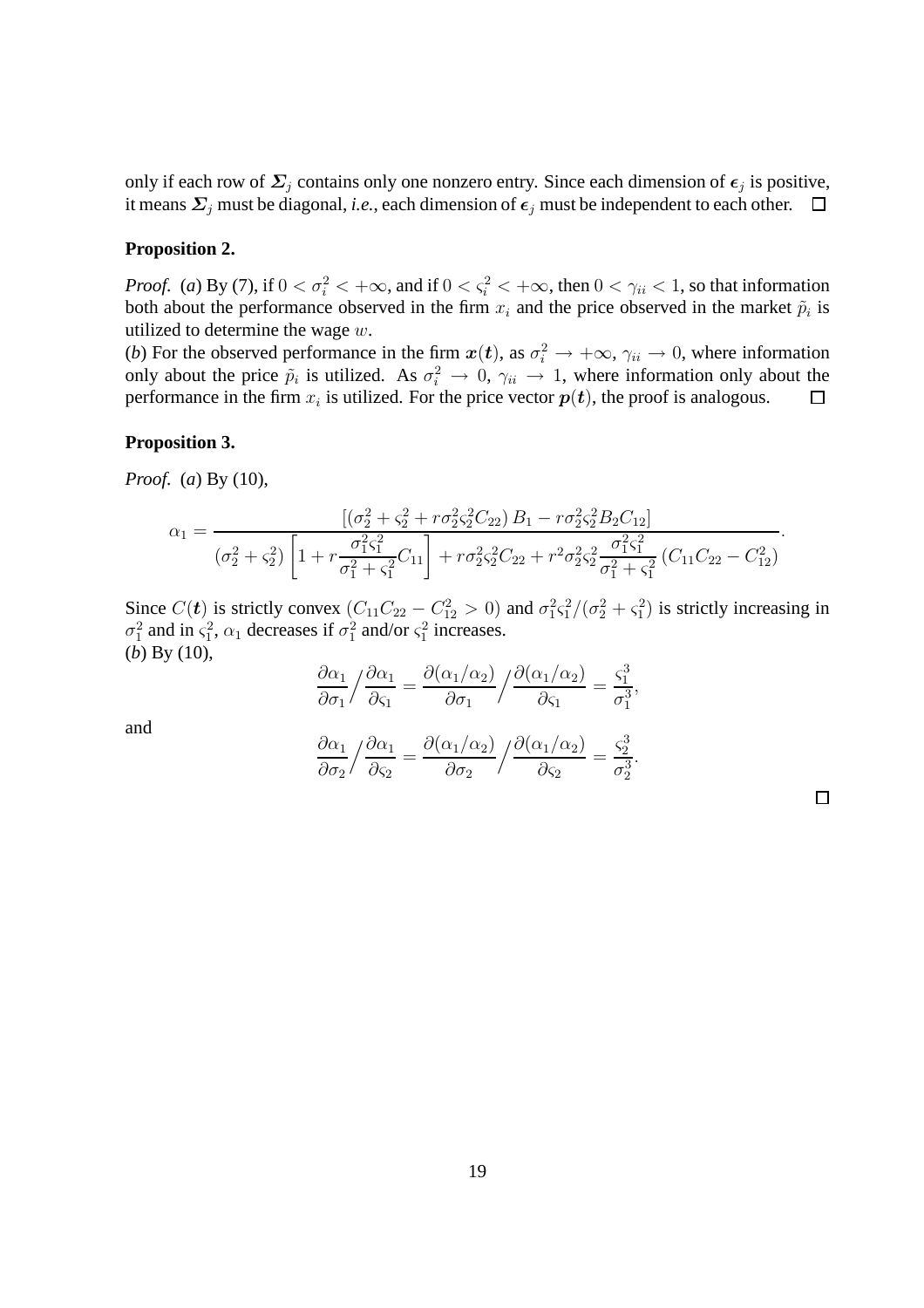only if each row of $\boldsymbol{\Sigma}_j$ contains only one nonzero entry. Since each dimension of $\boldsymbol{\epsilon}_j$ is positive, it means $\boldsymbol{\Sigma}_j$ must be diagonal, *i.e.*, each dimension of $\boldsymbol{\epsilon}_j$ must be independent to each other. $\square$

**Proposition 2.**

*Proof.* (*a*) By (7), if $0 < \sigma_i^2 < +\infty$, and if $0 < \varsigma_i^2 < +\infty$, then $0 < \gamma_{ii} < 1$, so that information both about the performance observed in the firm $x_i$ and the price observed in the market $\tilde{p}_i$ is utilized to determine the wage $w$.
(*b*) For the observed performance in the firm $\boldsymbol{x}(\boldsymbol{t})$, as $\sigma_i^2 \to +\infty$, $\gamma_{ii} \to 0$, where information only about the price $\tilde{p}_i$ is utilized. As $\sigma_i^2 \to 0$, $\gamma_{ii} \to 1$, where information only about the performance in the firm $x_i$ is utilized. For the price vector $\boldsymbol{p}(\boldsymbol{t})$, the proof is analogous. $\square$

**Proposition 3.**

*Proof.* (*a*) By (10),

$$\alpha_1 = \frac{\left[\left(\sigma_2^2 + \varsigma_2^2 + r\sigma_2^2\varsigma_2^2 C_{22}\right) B_1 - r\sigma_2^2\varsigma_2^2 B_2 C_{12}\right]}{\left(\sigma_2^2 + \varsigma_2^2\right)\left[1 + r\dfrac{\sigma_1^2\varsigma_1^2}{\sigma_1^2 + \varsigma_1^2} C_{11}\right] + r\sigma_2^2\varsigma_2^2 C_{22} + r^2\sigma_2^2\varsigma_2^2 \dfrac{\sigma_1^2\varsigma_1^2}{\sigma_1^2 + \varsigma_1^2}\left(C_{11}C_{22} - C_{12}^2\right)}.$$

Since $C(\boldsymbol{t})$ is strictly convex $(C_{11}C_{22} - C_{12}^2 > 0)$ and $\sigma_1^2\varsigma_1^2/(\sigma_2^2 + \varsigma_1^2)$ is strictly increasing in $\sigma_1^2$ and in $\varsigma_1^2$, $\alpha_1$ decreases if $\sigma_1^2$ and/or $\varsigma_1^2$ increases.
(*b*) By (10),

$$\frac{\partial \alpha_1}{\partial \sigma_1} \Big/ \frac{\partial \alpha_1}{\partial \varsigma_1} = \frac{\partial (\alpha_1/\alpha_2)}{\partial \sigma_1} \Big/ \frac{\partial (\alpha_1/\alpha_2)}{\partial \varsigma_1} = \frac{\varsigma_1^3}{\sigma_1^3},$$

and

$$\frac{\partial \alpha_1}{\partial \sigma_2} \Big/ \frac{\partial \alpha_1}{\partial \varsigma_2} = \frac{\partial (\alpha_1/\alpha_2)}{\partial \sigma_2} \Big/ \frac{\partial (\alpha_1/\alpha_2)}{\partial \varsigma_2} = \frac{\varsigma_2^3}{\sigma_2^3}.$$

$\square$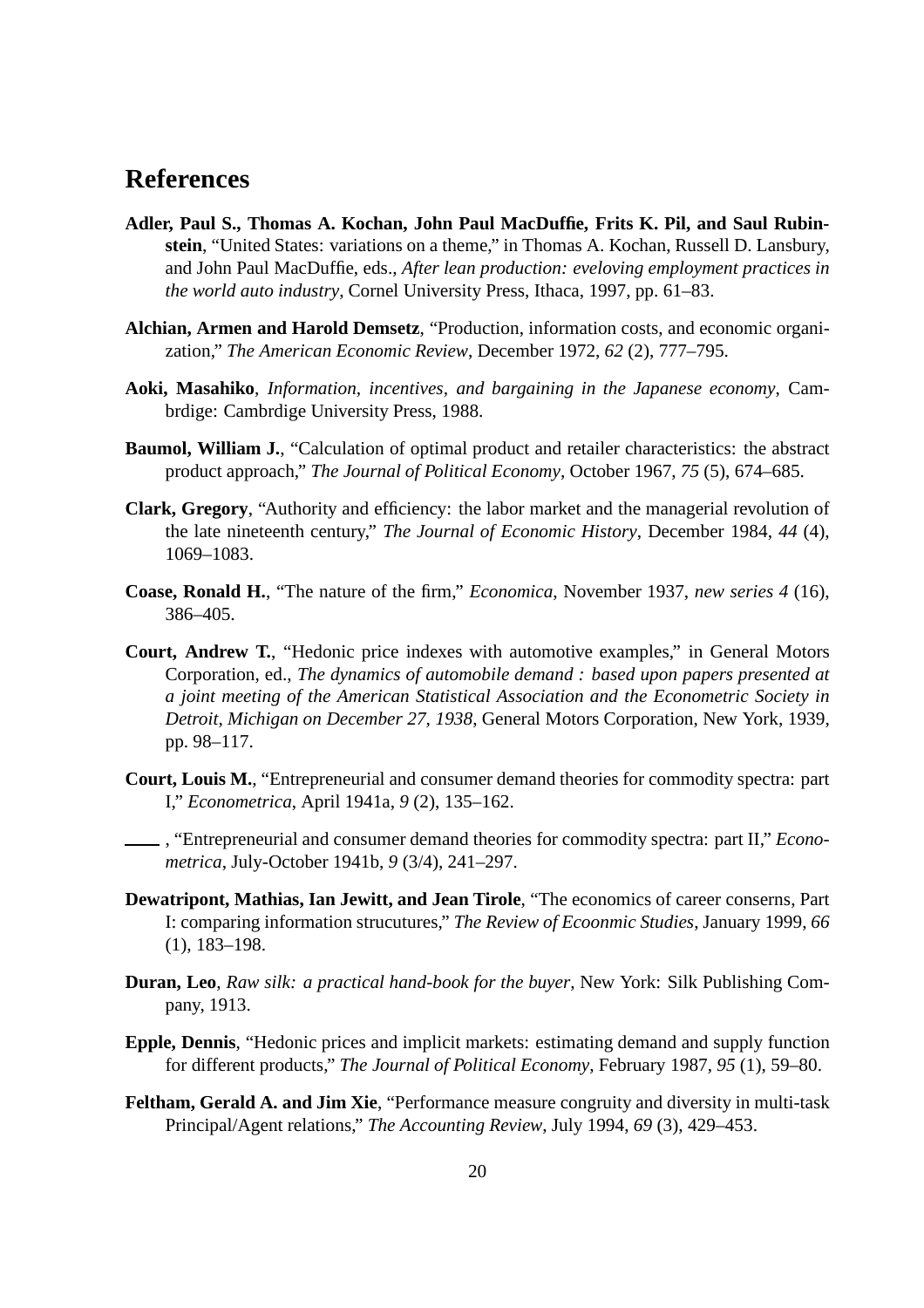# References

**Adler, Paul S., Thomas A. Kochan, John Paul MacDuffie, Frits K. Pil, and Saul Rubinstein**, "United States: variations on a theme," in Thomas A. Kochan, Russell D. Lansbury, and John Paul MacDuffie, eds., *After lean production: eveloving employment practices in the world auto industry*, Cornel University Press, Ithaca, 1997, pp. 61–83.

**Alchian, Armen and Harold Demsetz**, "Production, information costs, and economic organization," *The American Economic Review*, December 1972, *62* (2), 777–795.

**Aoki, Masahiko**, *Information, incentives, and bargaining in the Japanese economy*, Cambrdige: Cambrdige University Press, 1988.

**Baumol, William J.**, "Calculation of optimal product and retailer characteristics: the abstract product approach," *The Journal of Political Economy*, October 1967, *75* (5), 674–685.

**Clark, Gregory**, "Authority and efficiency: the labor market and the managerial revolution of the late nineteenth century," *The Journal of Economic History*, December 1984, *44* (4), 1069–1083.

**Coase, Ronald H.**, "The nature of the firm," *Economica*, November 1937, *new series 4* (16), 386–405.

**Court, Andrew T.**, "Hedonic price indexes with automotive examples," in General Motors Corporation, ed., *The dynamics of automobile demand : based upon papers presented at a joint meeting of the American Statistical Association and the Econometric Society in Detroit, Michigan on December 27, 1938*, General Motors Corporation, New York, 1939, pp. 98–117.

**Court, Louis M.**, "Entrepreneurial and consumer demand theories for commodity spectra: part I," *Econometrica*, April 1941a, *9* (2), 135–162.

\_\_\_\_ , "Entrepreneurial and consumer demand theories for commodity spectra: part II," *Econometrica*, July-October 1941b, *9* (3/4), 241–297.

**Dewatripont, Mathias, Ian Jewitt, and Jean Tirole**, "The economics of career conserns, Part I: comparing information strucutures," *The Review of Ecoonmic Studies*, January 1999, *66* (1), 183–198.

**Duran, Leo**, *Raw silk: a practical hand-book for the buyer*, New York: Silk Publishing Company, 1913.

**Epple, Dennis**, "Hedonic prices and implicit markets: estimating demand and supply function for different products," *The Journal of Political Economy*, February 1987, *95* (1), 59–80.

**Feltham, Gerald A. and Jim Xie**, "Performance measure congruity and diversity in multi-task Principal/Agent relations," *The Accounting Review*, July 1994, *69* (3), 429–453.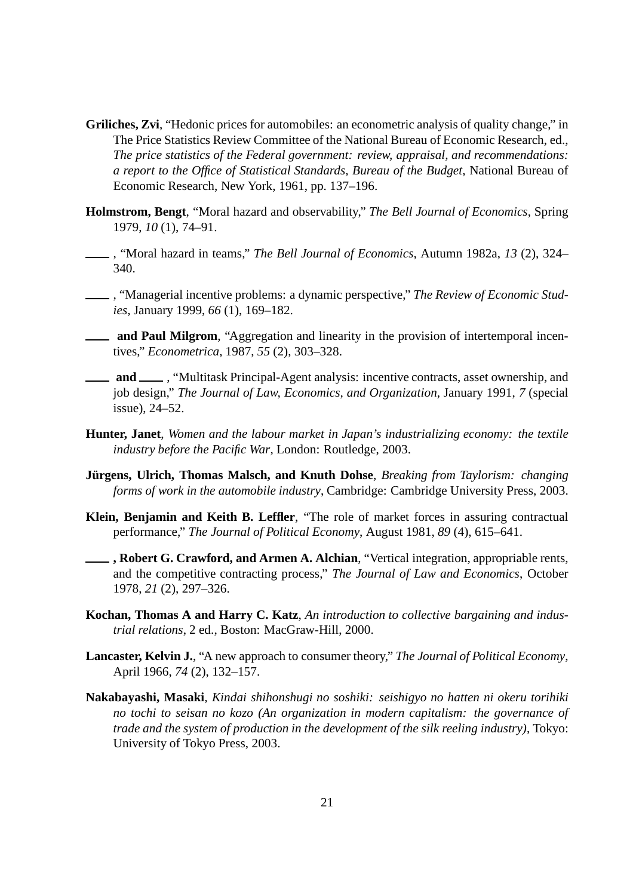**Griliches, Zvi**, "Hedonic prices for automobiles: an econometric analysis of quality change," in The Price Statistics Review Committee of the National Bureau of Economic Research, ed., *The price statistics of the Federal government: review, appraisal, and recommendations: a report to the Office of Statistical Standards, Bureau of the Budget*, National Bureau of Economic Research, New York, 1961, pp. 137–196.

**Holmstrom, Bengt**, "Moral hazard and observability," *The Bell Journal of Economics*, Spring 1979, *10* (1), 74–91.

\_\_\_\_ , "Moral hazard in teams," *The Bell Journal of Economics*, Autumn 1982a, *13* (2), 324–340.

\_\_\_\_ , "Managerial incentive problems: a dynamic perspective," *The Review of Economic Studies*, January 1999, *66* (1), 169–182.

\_\_\_\_ **and Paul Milgrom**, "Aggregation and linearity in the provision of intertemporal incentives," *Econometrica*, 1987, *55* (2), 303–328.

\_\_\_\_ **and** \_\_\_\_ , "Multitask Principal-Agent analysis: incentive contracts, asset ownership, and job design," *The Journal of Law, Economics, and Organization*, January 1991, *7* (special issue), 24–52.

**Hunter, Janet**, *Women and the labour market in Japan's industrializing economy: the textile industry before the Pacific War*, London: Routledge, 2003.

**Jürgens, Ulrich, Thomas Malsch, and Knuth Dohse**, *Breaking from Taylorism: changing forms of work in the automobile industry*, Cambridge: Cambridge University Press, 2003.

**Klein, Benjamin and Keith B. Leffler**, "The role of market forces in assuring contractual performance," *The Journal of Political Economy*, August 1981, *89* (4), 615–641.

\_\_\_\_ **, Robert G. Crawford, and Armen A. Alchian**, "Vertical integration, appropriable rents, and the competitive contracting process," *The Journal of Law and Economics*, October 1978, *21* (2), 297–326.

**Kochan, Thomas A and Harry C. Katz**, *An introduction to collective bargaining and industrial relations*, 2 ed., Boston: MacGraw-Hill, 2000.

**Lancaster, Kelvin J.**, "A new approach to consumer theory," *The Journal of Political Economy*, April 1966, *74* (2), 132–157.

**Nakabayashi, Masaki**, *Kindai shihonshugi no soshiki: seishigyo no hatten ni okeru torihiki no tochi to seisan no kozo (An organization in modern capitalism: the governance of trade and the system of production in the development of the silk reeling industry)*, Tokyo: University of Tokyo Press, 2003.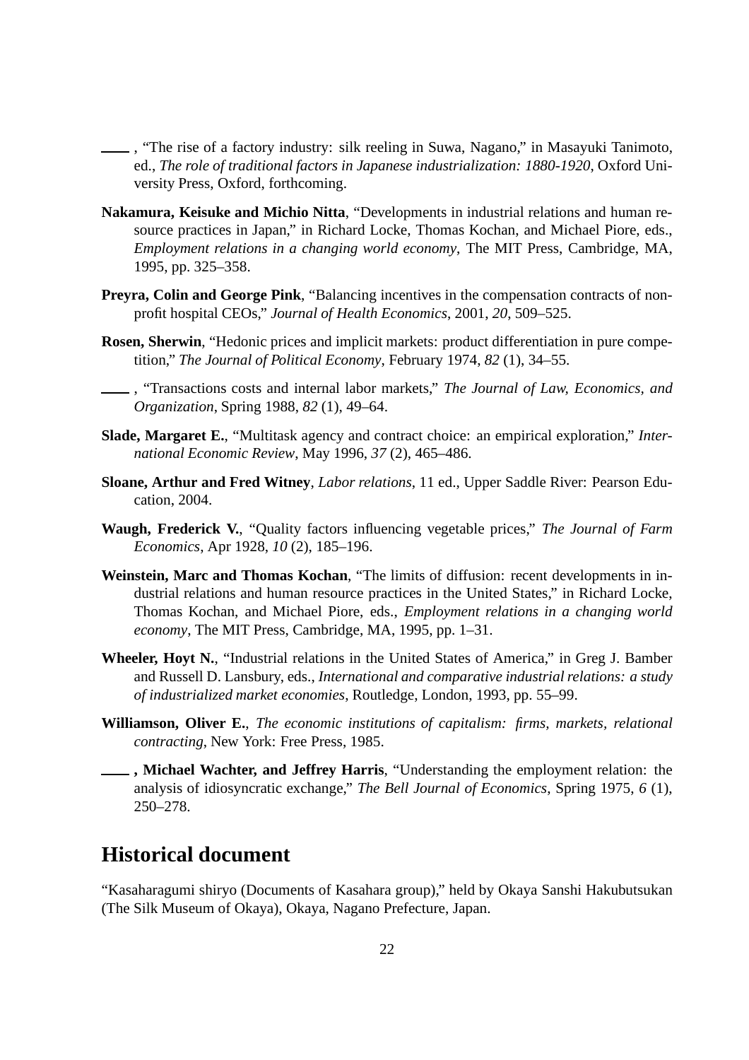——, "The rise of a factory industry: silk reeling in Suwa, Nagano," in Masayuki Tanimoto, ed., *The role of traditional factors in Japanese industrialization: 1880-1920*, Oxford University Press, Oxford, forthcoming.

**Nakamura, Keisuke and Michio Nitta**, "Developments in industrial relations and human resource practices in Japan," in Richard Locke, Thomas Kochan, and Michael Piore, eds., *Employment relations in a changing world economy*, The MIT Press, Cambridge, MA, 1995, pp. 325–358.

**Preyra, Colin and George Pink**, "Balancing incentives in the compensation contracts of nonprofit hospital CEOs," *Journal of Health Economics*, 2001, *20*, 509–525.

**Rosen, Sherwin**, "Hedonic prices and implicit markets: product differentiation in pure competition," *The Journal of Political Economy*, February 1974, *82* (1), 34–55.

——, "Transactions costs and internal labor markets," *The Journal of Law, Economics, and Organization*, Spring 1988, *82* (1), 49–64.

**Slade, Margaret E.**, "Multitask agency and contract choice: an empirical exploration," *International Economic Review*, May 1996, *37* (2), 465–486.

**Sloane, Arthur and Fred Witney**, *Labor relations*, 11 ed., Upper Saddle River: Pearson Education, 2004.

**Waugh, Frederick V.**, "Quality factors influencing vegetable prices," *The Journal of Farm Economics*, Apr 1928, *10* (2), 185–196.

**Weinstein, Marc and Thomas Kochan**, "The limits of diffusion: recent developments in industrial relations and human resource practices in the United States," in Richard Locke, Thomas Kochan, and Michael Piore, eds., *Employment relations in a changing world economy*, The MIT Press, Cambridge, MA, 1995, pp. 1–31.

**Wheeler, Hoyt N.**, "Industrial relations in the United States of America," in Greg J. Bamber and Russell D. Lansbury, eds., *International and comparative industrial relations: a study of industrialized market economies*, Routledge, London, 1993, pp. 55–99.

**Williamson, Oliver E.**, *The economic institutions of capitalism: firms, markets, relational contracting*, New York: Free Press, 1985.

**——, Michael Wachter, and Jeffrey Harris**, "Understanding the employment relation: the analysis of idiosyncratic exchange," *The Bell Journal of Economics*, Spring 1975, *6* (1), 250–278.

## Historical document

"Kasaharagumi shiryo (Documents of Kasahara group)," held by Okaya Sanshi Hakubutsukan (The Silk Museum of Okaya), Okaya, Nagano Prefecture, Japan.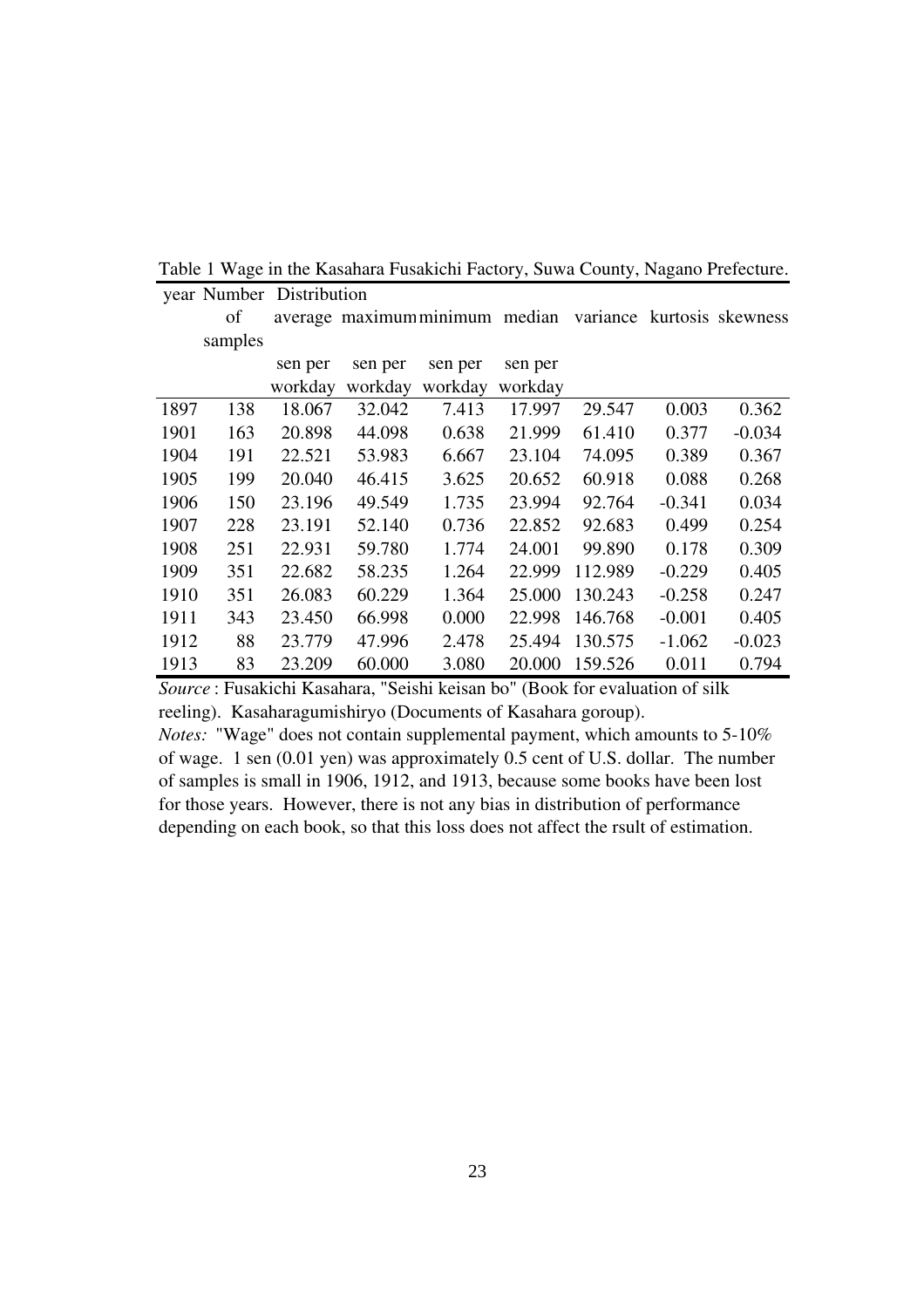Table 1 Wage in the Kasahara Fusakichi Factory, Suwa County, Nagano Prefecture.

| year | Number of samples | Distribution | | | | | | |
|---|---|---|---|---|---|---|---|---|
| | | average | maximum | minimum | median | variance | kurtosis | skewness |
| | | sen per workday | sen per workday | sen per workday | sen per workday | | | |
| 1897 | 138 | 18.067 | 32.042 | 7.413 | 17.997 | 29.547 | 0.003 | 0.362 |
| 1901 | 163 | 20.898 | 44.098 | 0.638 | 21.999 | 61.410 | 0.377 | -0.034 |
| 1904 | 191 | 22.521 | 53.983 | 6.667 | 23.104 | 74.095 | 0.389 | 0.367 |
| 1905 | 199 | 20.040 | 46.415 | 3.625 | 20.652 | 60.918 | 0.088 | 0.268 |
| 1906 | 150 | 23.196 | 49.549 | 1.735 | 23.994 | 92.764 | -0.341 | 0.034 |
| 1907 | 228 | 23.191 | 52.140 | 0.736 | 22.852 | 92.683 | 0.499 | 0.254 |
| 1908 | 251 | 22.931 | 59.780 | 1.774 | 24.001 | 99.890 | 0.178 | 0.309 |
| 1909 | 351 | 22.682 | 58.235 | 1.264 | 22.999 | 112.989 | -0.229 | 0.405 |
| 1910 | 351 | 26.083 | 60.229 | 1.364 | 25.000 | 130.243 | -0.258 | 0.247 |
| 1911 | 343 | 23.450 | 66.998 | 0.000 | 22.998 | 146.768 | -0.001 | 0.405 |
| 1912 | 88 | 23.779 | 47.996 | 2.478 | 25.494 | 130.575 | -1.062 | -0.023 |
| 1913 | 83 | 23.209 | 60.000 | 3.080 | 20.000 | 159.526 | 0.011 | 0.794 |

*Source* : Fusakichi Kasahara, "Seishi keisan bo" (Book for evaluation of silk reeling). Kasaharagumishiryo (Documents of Kasahara goroup).

*Notes:* "Wage" does not contain supplemental payment, which amounts to 5-10% of wage. 1 sen (0.01 yen) was approximately 0.5 cent of U.S. dollar. The number of samples is small in 1906, 1912, and 1913, because some books have been lost for those years. However, there is not any bias in distribution of performance depending on each book, so that this loss does not affect the rsult of estimation.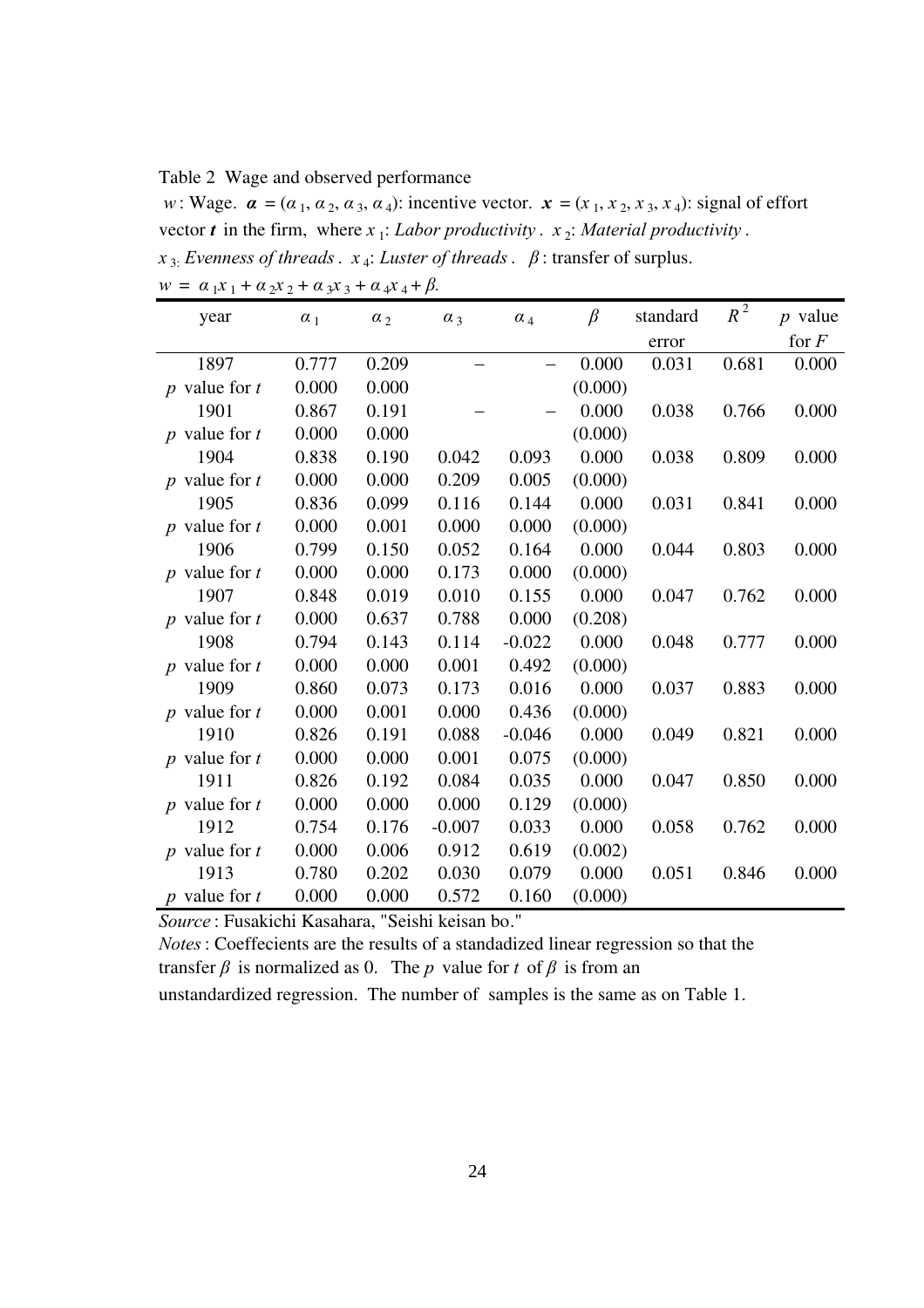Table 2 Wage and observed performance

$w$: Wage. $\boldsymbol{\alpha} = (\alpha_1, \alpha_2, \alpha_3, \alpha_4)$: incentive vector. $\boldsymbol{x} = (x_1, x_2, x_3, x_4)$: signal of effort vector $\boldsymbol{t}$ in the firm, where $x_1$: *Labor productivity*. $x_2$: *Material productivity*. $x_3$: *Evenness of threads*. $x_4$: *Luster of threads*. $\beta$: transfer of surplus.

$w = \alpha_1 x_1 + \alpha_2 x_2 + \alpha_3 x_3 + \alpha_4 x_4 + \beta$.

| year | $\alpha_1$ | $\alpha_2$ | $\alpha_3$ | $\alpha_4$ | $\beta$ | standard error | $R^2$ | $p$ value for $F$ |
|---|---|---|---|---|---|---|---|---|
| 1897 | 0.777 | 0.209 | – | – | 0.000 | 0.031 | 0.681 | 0.000 |
| $p$ value for $t$ | 0.000 | 0.000 | | | (0.000) | | | |
| 1901 | 0.867 | 0.191 | – | – | 0.000 | 0.038 | 0.766 | 0.000 |
| $p$ value for $t$ | 0.000 | 0.000 | | | (0.000) | | | |
| 1904 | 0.838 | 0.190 | 0.042 | 0.093 | 0.000 | 0.038 | 0.809 | 0.000 |
| $p$ value for $t$ | 0.000 | 0.000 | 0.209 | 0.005 | (0.000) | | | |
| 1905 | 0.836 | 0.099 | 0.116 | 0.144 | 0.000 | 0.031 | 0.841 | 0.000 |
| $p$ value for $t$ | 0.000 | 0.001 | 0.000 | 0.000 | (0.000) | | | |
| 1906 | 0.799 | 0.150 | 0.052 | 0.164 | 0.000 | 0.044 | 0.803 | 0.000 |
| $p$ value for $t$ | 0.000 | 0.000 | 0.173 | 0.000 | (0.000) | | | |
| 1907 | 0.848 | 0.019 | 0.010 | 0.155 | 0.000 | 0.047 | 0.762 | 0.000 |
| $p$ value for $t$ | 0.000 | 0.637 | 0.788 | 0.000 | (0.208) | | | |
| 1908 | 0.794 | 0.143 | 0.114 | -0.022 | 0.000 | 0.048 | 0.777 | 0.000 |
| $p$ value for $t$ | 0.000 | 0.000 | 0.001 | 0.492 | (0.000) | | | |
| 1909 | 0.860 | 0.073 | 0.173 | 0.016 | 0.000 | 0.037 | 0.883 | 0.000 |
| $p$ value for $t$ | 0.000 | 0.001 | 0.000 | 0.436 | (0.000) | | | |
| 1910 | 0.826 | 0.191 | 0.088 | -0.046 | 0.000 | 0.049 | 0.821 | 0.000 |
| $p$ value for $t$ | 0.000 | 0.000 | 0.001 | 0.075 | (0.000) | | | |
| 1911 | 0.826 | 0.192 | 0.084 | 0.035 | 0.000 | 0.047 | 0.850 | 0.000 |
| $p$ value for $t$ | 0.000 | 0.000 | 0.000 | 0.129 | (0.000) | | | |
| 1912 | 0.754 | 0.176 | -0.007 | 0.033 | 0.000 | 0.058 | 0.762 | 0.000 |
| $p$ value for $t$ | 0.000 | 0.006 | 0.912 | 0.619 | (0.002) | | | |
| 1913 | 0.780 | 0.202 | 0.030 | 0.079 | 0.000 | 0.051 | 0.846 | 0.000 |
| $p$ value for $t$ | 0.000 | 0.000 | 0.572 | 0.160 | (0.000) | | | |

*Source*: Fusakichi Kasahara, "Seishi keisan bo."

*Notes*: Coeffecients are the results of a standadized linear regression so that the transfer $\beta$ is normalized as 0. The $p$ value for $t$ of $\beta$ is from an unstandardized regression. The number of samples is the same as on Table 1.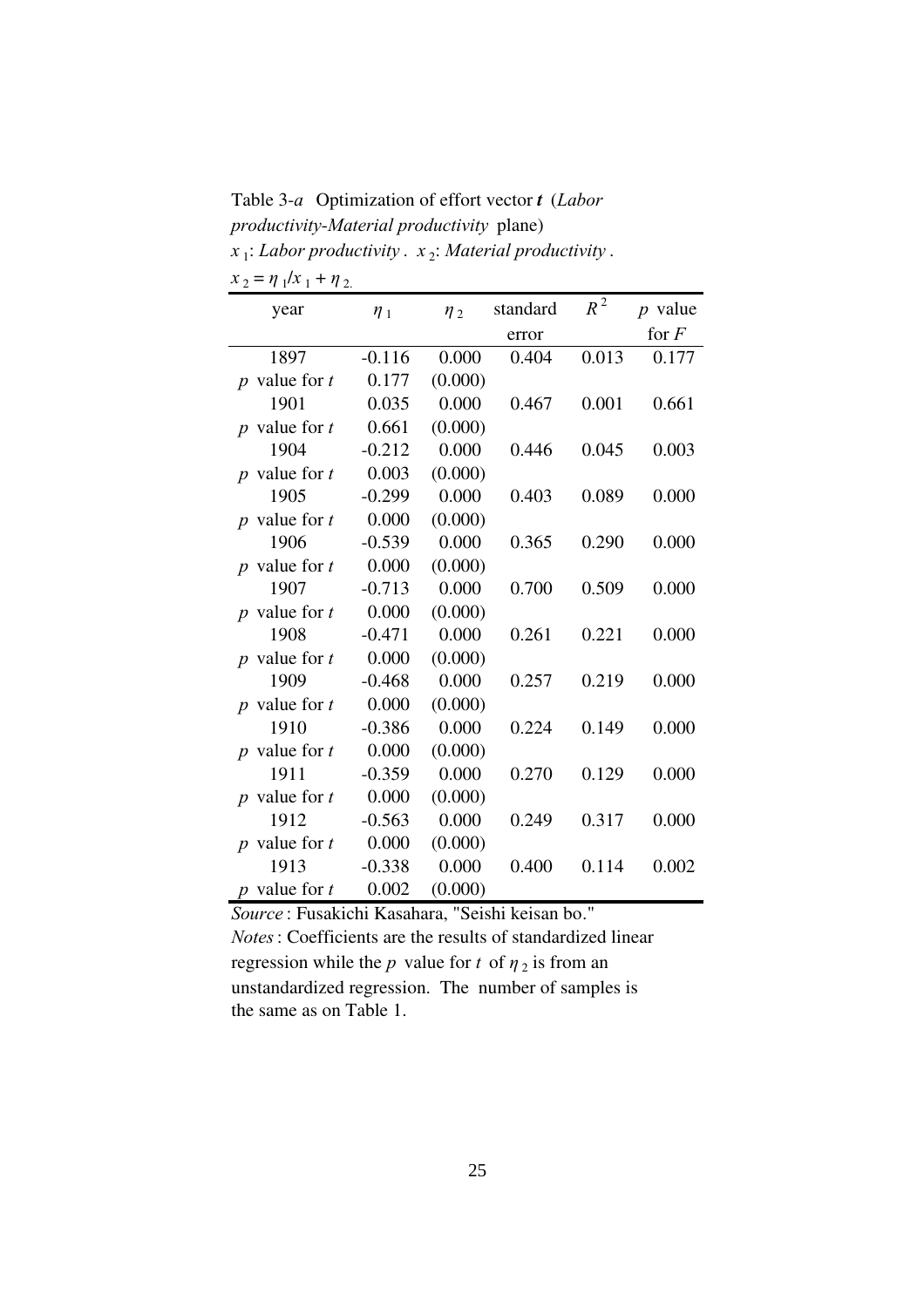Table 3-*a* Optimization of effort vector ***t*** (*Labor productivity-Material productivity* plane)

$x_1$: *Labor productivity* . $x_2$: *Material productivity* .

$x_2 = \eta_1/x_1 + \eta_2$.

| year | $\eta_1$ | $\eta_2$ | standard error | $R^2$ | $p$ value for $F$ |
|---|---|---|---|---|---|
| 1897 | -0.116 | 0.000 | 0.404 | 0.013 | 0.177 |
| $p$ value for $t$ | 0.177 | (0.000) | | | |
| 1901 | 0.035 | 0.000 | 0.467 | 0.001 | 0.661 |
| $p$ value for $t$ | 0.661 | (0.000) | | | |
| 1904 | -0.212 | 0.000 | 0.446 | 0.045 | 0.003 |
| $p$ value for $t$ | 0.003 | (0.000) | | | |
| 1905 | -0.299 | 0.000 | 0.403 | 0.089 | 0.000 |
| $p$ value for $t$ | 0.000 | (0.000) | | | |
| 1906 | -0.539 | 0.000 | 0.365 | 0.290 | 0.000 |
| $p$ value for $t$ | 0.000 | (0.000) | | | |
| 1907 | -0.713 | 0.000 | 0.700 | 0.509 | 0.000 |
| $p$ value for $t$ | 0.000 | (0.000) | | | |
| 1908 | -0.471 | 0.000 | 0.261 | 0.221 | 0.000 |
| $p$ value for $t$ | 0.000 | (0.000) | | | |
| 1909 | -0.468 | 0.000 | 0.257 | 0.219 | 0.000 |
| $p$ value for $t$ | 0.000 | (0.000) | | | |
| 1910 | -0.386 | 0.000 | 0.224 | 0.149 | 0.000 |
| $p$ value for $t$ | 0.000 | (0.000) | | | |
| 1911 | -0.359 | 0.000 | 0.270 | 0.129 | 0.000 |
| $p$ value for $t$ | 0.000 | (0.000) | | | |
| 1912 | -0.563 | 0.000 | 0.249 | 0.317 | 0.000 |
| $p$ value for $t$ | 0.000 | (0.000) | | | |
| 1913 | -0.338 | 0.000 | 0.400 | 0.114 | 0.002 |
| $p$ value for $t$ | 0.002 | (0.000) | | | |

*Source* : Fusakichi Kasahara, "Seishi keisan bo."

*Notes* : Coefficients are the results of standardized linear regression while the $p$ value for $t$ of $\eta_2$ is from an unstandardized regression. The number of samples is the same as on Table 1.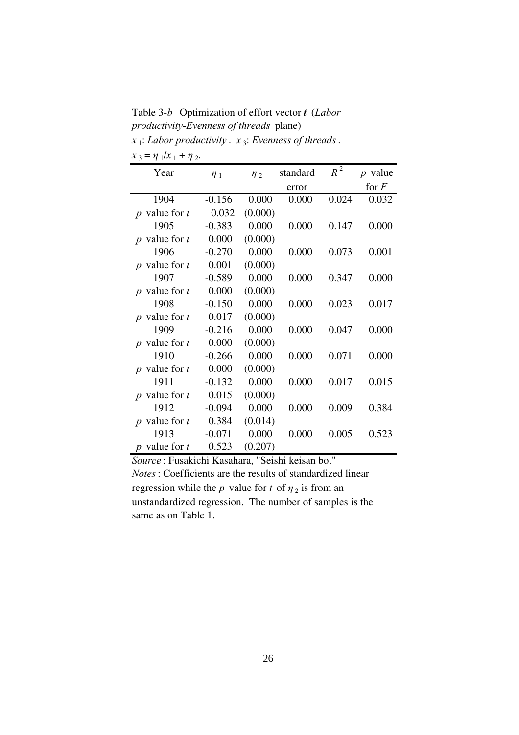Table 3-*b* Optimization of effort vector ***t*** (*Labor productivity-Evenness of threads* plane)

$x_1$: *Labor productivity*. $x_3$: *Evenness of threads*.

$x_3 = \eta_1 / x_1 + \eta_2$.

| Year | $\eta_1$ | $\eta_2$ | standard error | $R^2$ | $p$ value for $F$ |
|---|---|---|---|---|---|
| 1904 | -0.156 | 0.000 | 0.000 | 0.024 | 0.032 |
| $p$ value for $t$ | 0.032 | (0.000) | | | |
| 1905 | -0.383 | 0.000 | 0.000 | 0.147 | 0.000 |
| $p$ value for $t$ | 0.000 | (0.000) | | | |
| 1906 | -0.270 | 0.000 | 0.000 | 0.073 | 0.001 |
| $p$ value for $t$ | 0.001 | (0.000) | | | |
| 1907 | -0.589 | 0.000 | 0.000 | 0.347 | 0.000 |
| $p$ value for $t$ | 0.000 | (0.000) | | | |
| 1908 | -0.150 | 0.000 | 0.000 | 0.023 | 0.017 |
| $p$ value for $t$ | 0.017 | (0.000) | | | |
| 1909 | -0.216 | 0.000 | 0.000 | 0.047 | 0.000 |
| $p$ value for $t$ | 0.000 | (0.000) | | | |
| 1910 | -0.266 | 0.000 | 0.000 | 0.071 | 0.000 |
| $p$ value for $t$ | 0.000 | (0.000) | | | |
| 1911 | -0.132 | 0.000 | 0.000 | 0.017 | 0.015 |
| $p$ value for $t$ | 0.015 | (0.000) | | | |
| 1912 | -0.094 | 0.000 | 0.000 | 0.009 | 0.384 |
| $p$ value for $t$ | 0.384 | (0.014) | | | |
| 1913 | -0.071 | 0.000 | 0.000 | 0.005 | 0.523 |
| $p$ value for $t$ | 0.523 | (0.207) | | | |

*Source*: Fusakichi Kasahara, "Seishi keisan bo."

*Notes*: Coefficients are the results of standardized linear regression while the $p$ value for $t$ of $\eta_2$ is from an unstandardized regression. The number of samples is the same as on Table 1.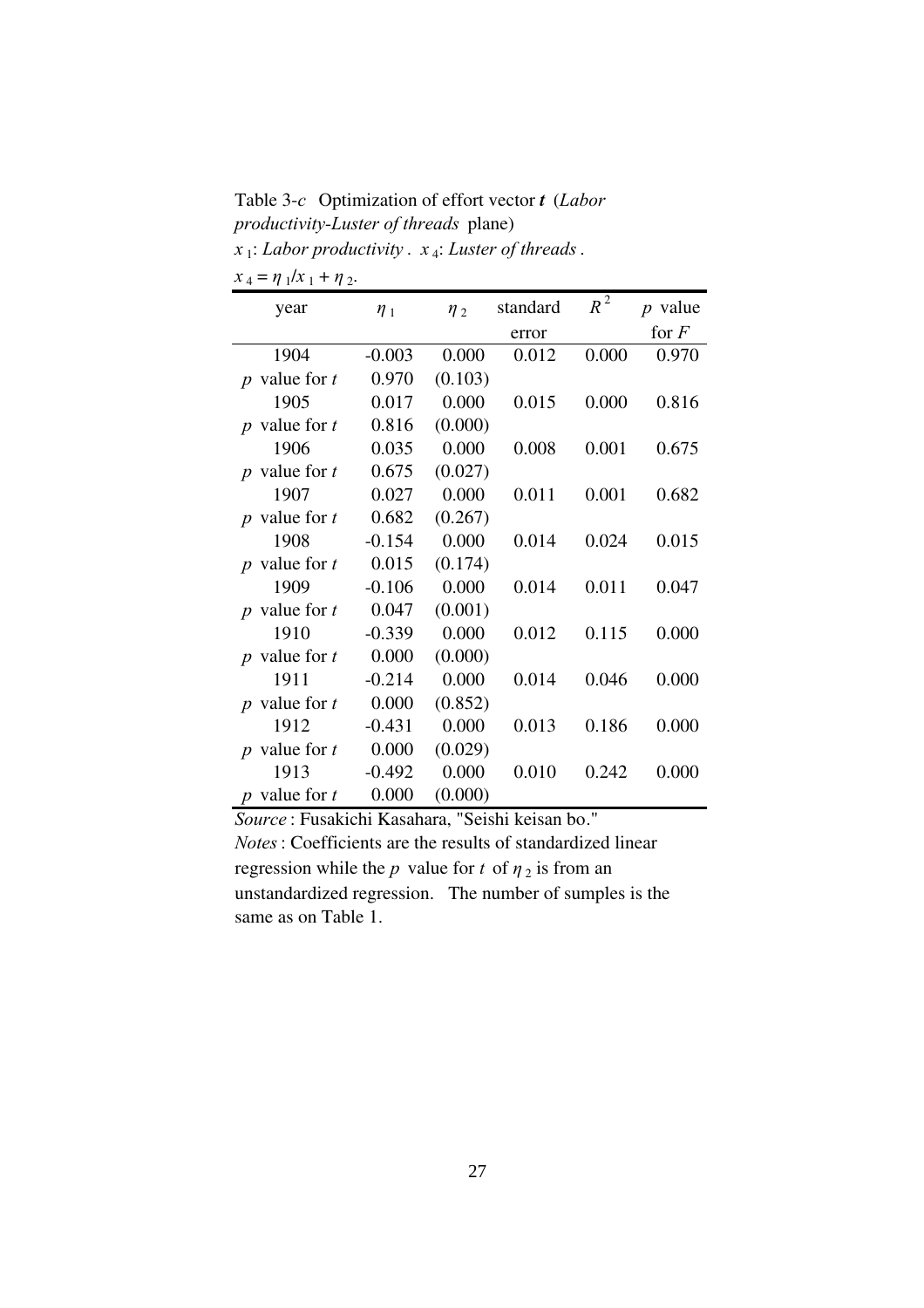Table 3-*c* Optimization of effort vector ***t*** (*Labor productivity-Luster of threads* plane)

$x_1$: *Labor productivity*. $x_4$: *Luster of threads*.

$x_4 = \eta_1 / x_1 + \eta_2$.

| year | $\eta_1$ | $\eta_2$ | standard error | $R^2$ | $p$ value for $F$ |
|---|---|---|---|---|---|
| 1904 | -0.003 | 0.000 | 0.012 | 0.000 | 0.970 |
| $p$ value for $t$ | 0.970 | (0.103) | | | |
| 1905 | 0.017 | 0.000 | 0.015 | 0.000 | 0.816 |
| $p$ value for $t$ | 0.816 | (0.000) | | | |
| 1906 | 0.035 | 0.000 | 0.008 | 0.001 | 0.675 |
| $p$ value for $t$ | 0.675 | (0.027) | | | |
| 1907 | 0.027 | 0.000 | 0.011 | 0.001 | 0.682 |
| $p$ value for $t$ | 0.682 | (0.267) | | | |
| 1908 | -0.154 | 0.000 | 0.014 | 0.024 | 0.015 |
| $p$ value for $t$ | 0.015 | (0.174) | | | |
| 1909 | -0.106 | 0.000 | 0.014 | 0.011 | 0.047 |
| $p$ value for $t$ | 0.047 | (0.001) | | | |
| 1910 | -0.339 | 0.000 | 0.012 | 0.115 | 0.000 |
| $p$ value for $t$ | 0.000 | (0.000) | | | |
| 1911 | -0.214 | 0.000 | 0.014 | 0.046 | 0.000 |
| $p$ value for $t$ | 0.000 | (0.852) | | | |
| 1912 | -0.431 | 0.000 | 0.013 | 0.186 | 0.000 |
| $p$ value for $t$ | 0.000 | (0.029) | | | |
| 1913 | -0.492 | 0.000 | 0.010 | 0.242 | 0.000 |
| $p$ value for $t$ | 0.000 | (0.000) | | | |

*Source*: Fusakichi Kasahara, "Seishi keisan bo."

*Notes*: Coefficients are the results of standardized linear regression while the $p$ value for $t$ of $\eta_2$ is from an unstandardized regression. The number of sumples is the same as on Table 1.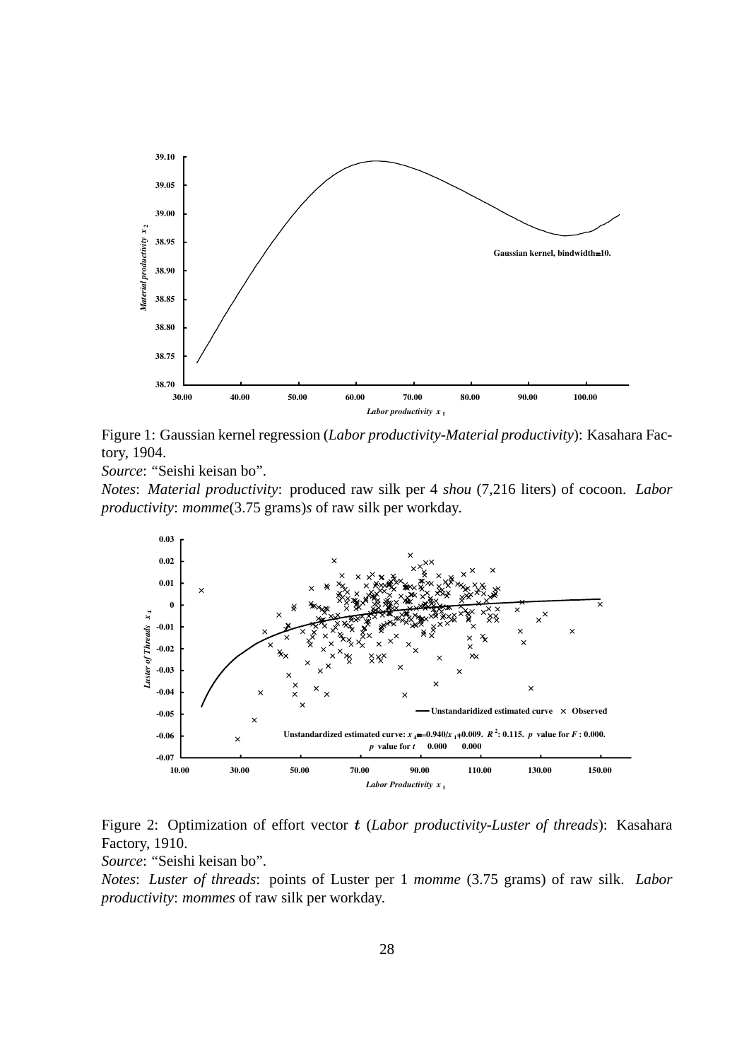39.10
39.05
39.00
38.95
38.90
38.85
38.80
38.75
38.70

30.00 40.00 50.00 60.00 70.00 80.00 90.00 100.00

*Material productivity $x_2$*

*Labor productivity $x_1$*

Gaussian kernel, bindwidth=10.

Figure 1: Gaussian kernel regression (*Labor productivity*-*Material productivity*): Kasahara Factory, 1904.

*Source*: "Seishi keisan bo".

*Notes*: *Material productivity*: produced raw silk per 4 *shou* (7,216 liters) of cocoon. *Labor productivity*: *momme*(3.75 grams)*s* of raw silk per workday.

0.03
0.02
0.01
0
-0.01
-0.02
-0.03
-0.04
-0.05
-0.06
-0.07

10.00 30.00 50.00 70.00 90.00 110.00 130.00 150.00

*Luster of Threads $x_4$*

*Labor Productivity $x_1$*

Unstandaridized estimated curve × Observed

Unstandardized estimated curve: $x_4 = -0.940/x_1 + 0.009$. $R^2$: 0.115. $p$ value for $F$ : 0.000.
$p$ value for $t$ 0.000 0.000

Figure 2: Optimization of effort vector $t$ (*Labor productivity*-*Luster of threads*): Kasahara Factory, 1910.

*Source*: "Seishi keisan bo".

*Notes*: *Luster of threads*: points of Luster per 1 *momme* (3.75 grams) of raw silk. *Labor productivity*: *mommes* of raw silk per workday.